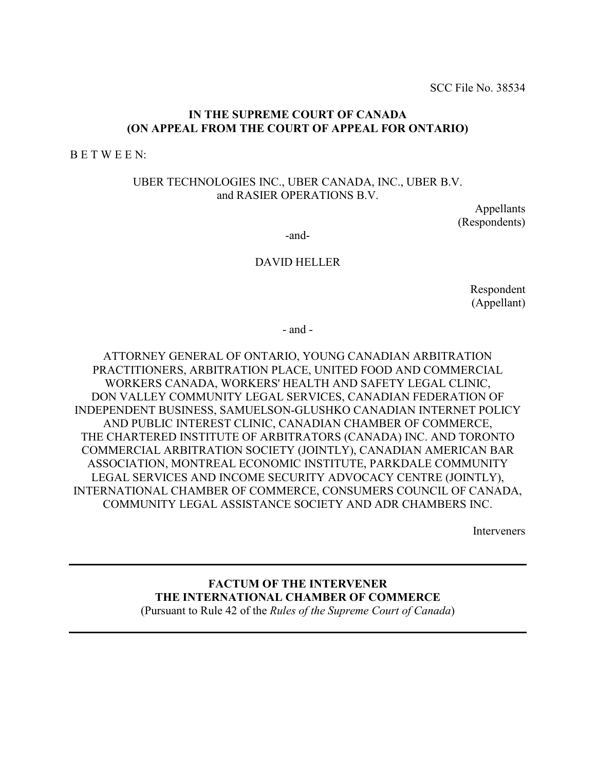SCC File No. 38534

**IN THE SUPREME COURT OF CANADA**
**(ON APPEAL FROM THE COURT OF APPEAL FOR ONTARIO)**

B E T W E E N:

UBER TECHNOLOGIES INC., UBER CANADA, INC., UBER B.V. and RASIER OPERATIONS B.V.

Appellants
(Respondents)

-and-

DAVID HELLER

Respondent
(Appellant)

- and -

ATTORNEY GENERAL OF ONTARIO, YOUNG CANADIAN ARBITRATION PRACTITIONERS, ARBITRATION PLACE, UNITED FOOD AND COMMERCIAL WORKERS CANADA, WORKERS' HEALTH AND SAFETY LEGAL CLINIC, DON VALLEY COMMUNITY LEGAL SERVICES, CANADIAN FEDERATION OF INDEPENDENT BUSINESS, SAMUELSON-GLUSHKO CANADIAN INTERNET POLICY AND PUBLIC INTEREST CLINIC, CANADIAN CHAMBER OF COMMERCE, THE CHARTERED INSTITUTE OF ARBITRATORS (CANADA) INC. AND TORONTO COMMERCIAL ARBITRATION SOCIETY (JOINTLY), CANADIAN AMERICAN BAR ASSOCIATION, MONTREAL ECONOMIC INSTITUTE, PARKDALE COMMUNITY LEGAL SERVICES AND INCOME SECURITY ADVOCACY CENTRE (JOINTLY), INTERNATIONAL CHAMBER OF COMMERCE, CONSUMERS COUNCIL OF CANADA, COMMUNITY LEGAL ASSISTANCE SOCIETY AND ADR CHAMBERS INC.

Interveners

---

**FACTUM OF THE INTERVENER**
**THE INTERNATIONAL CHAMBER OF COMMERCE**
(Pursuant to Rule 42 of the *Rules of the Supreme Court of Canada*)

---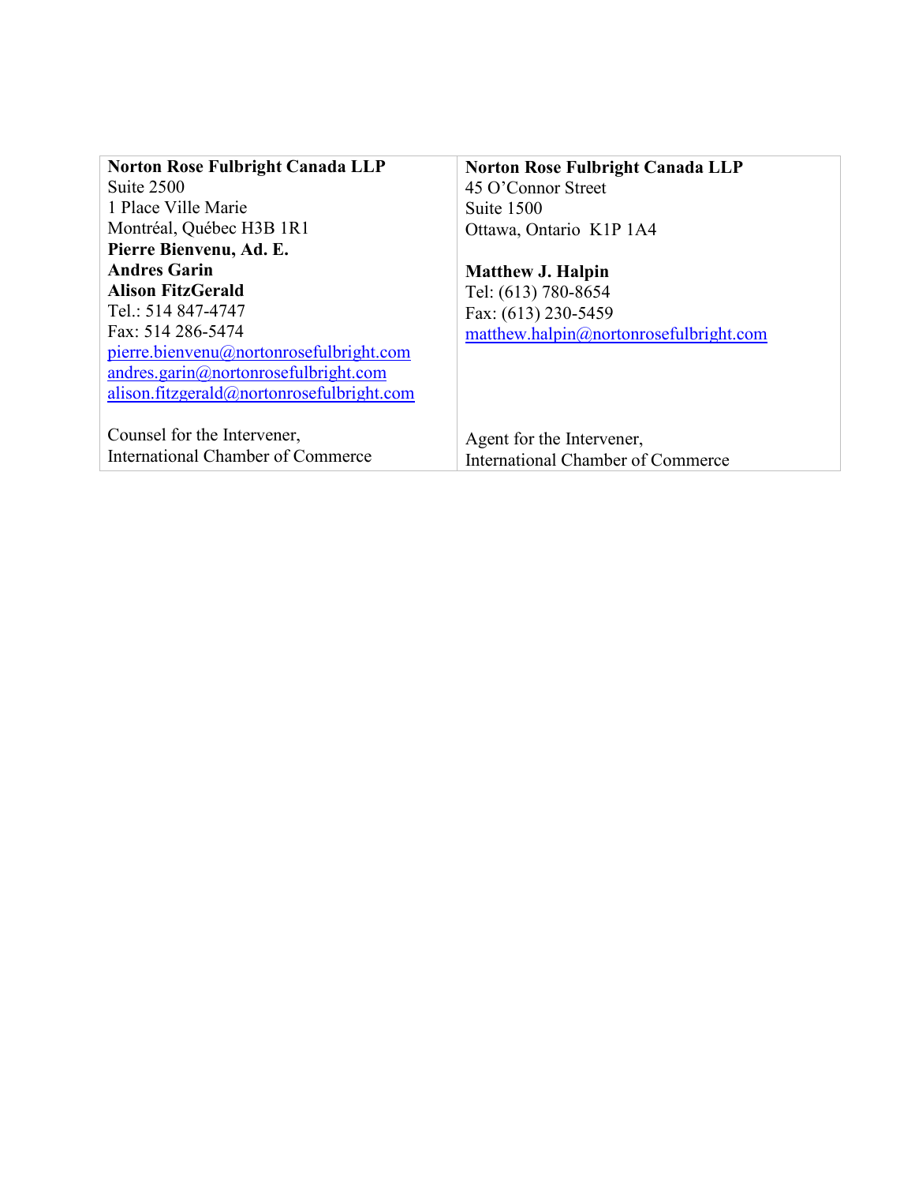| **Norton Rose Fulbright Canada LLP**<br>Suite 2500<br>1 Place Ville Marie<br>Montréal, Québec H3B 1R1<br>**Pierre Bienvenu, Ad. E.**<br>**Andres Garin**<br>**Alison FitzGerald**<br>Tel.: 514 847-4747<br>Fax: 514 286-5474<br>pierre.bienvenu@nortonrosefulbright.com<br>andres.garin@nortonrosefulbright.com<br>alison.fitzgerald@nortonrosefulbright.com<br><br>Counsel for the Intervener,<br>International Chamber of Commerce | **Norton Rose Fulbright Canada LLP**<br>45 O'Connor Street<br>Suite 1500<br>Ottawa, Ontario K1P 1A4<br><br>**Matthew J. Halpin**<br>Tel: (613) 780-8654<br>Fax: (613) 230-5459<br>matthew.halpin@nortonrosefulbright.com<br><br>Agent for the Intervener,<br>International Chamber of Commerce |
|---|---|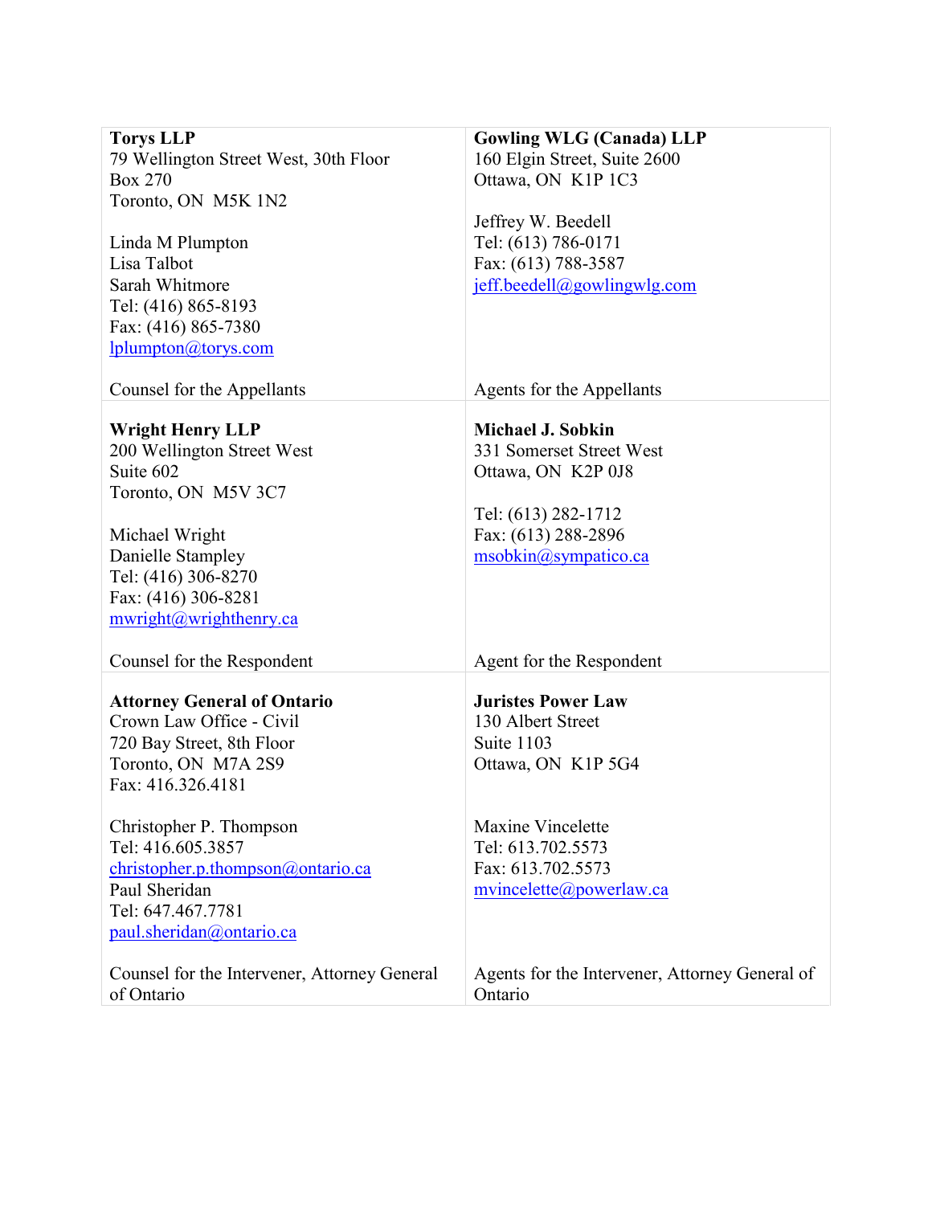| | |
|---|---|
| **Torys LLP**<br>79 Wellington Street West, 30th Floor<br>Box 270<br>Toronto, ON  M5K 1N2<br><br>Linda M Plumpton<br>Lisa Talbot<br>Sarah Whitmore<br>Tel: (416) 865-8193<br>Fax: (416) 865-7380<br>lplumpton@torys.com<br><br>Counsel for the Appellants | **Gowling WLG (Canada) LLP**<br>160 Elgin Street, Suite 2600<br>Ottawa, ON  K1P 1C3<br><br>Jeffrey W. Beedell<br>Tel: (613) 786-0171<br>Fax: (613) 788-3587<br>jeff.beedell@gowlingwlg.com<br><br>Agents for the Appellants |
| **Wright Henry LLP**<br>200 Wellington Street West<br>Suite 602<br>Toronto, ON  M5V 3C7<br><br>Michael Wright<br>Danielle Stampley<br>Tel: (416) 306-8270<br>Fax: (416) 306-8281<br>mwright@wrighthenry.ca<br><br>Counsel for the Respondent | **Michael J. Sobkin**<br>331 Somerset Street West<br>Ottawa, ON  K2P 0J8<br><br>Tel: (613) 282-1712<br>Fax: (613) 288-2896<br>msobkin@sympatico.ca<br><br>Agent for the Respondent |
| **Attorney General of Ontario**<br>Crown Law Office - Civil<br>720 Bay Street, 8th Floor<br>Toronto, ON  M7A 2S9<br>Fax: 416.326.4181<br><br>Christopher P. Thompson<br>Tel: 416.605.3857<br>christopher.p.thompson@ontario.ca<br>Paul Sheridan<br>Tel: 647.467.7781<br>paul.sheridan@ontario.ca<br><br>Counsel for the Intervener, Attorney General of Ontario | **Juristes Power Law**<br>130 Albert Street<br>Suite 1103<br>Ottawa, ON  K1P 5G4<br><br>Maxine Vincelette<br>Tel: 613.702.5573<br>Fax: 613.702.5573<br>mvincelette@powerlaw.ca<br><br>Agents for the Intervener, Attorney General of Ontario |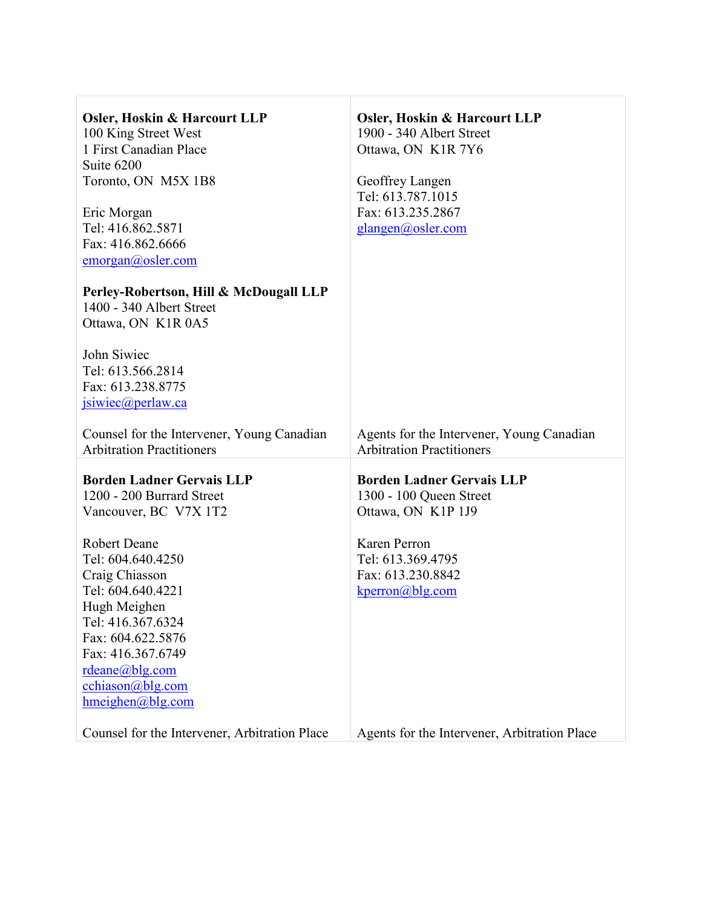| | |
|---|---|
| **Osler, Hoskin & Harcourt LLP**<br>100 King Street West<br>1 First Canadian Place<br>Suite 6200<br>Toronto, ON  M5X 1B8<br><br>Eric Morgan<br>Tel: 416.862.5871<br>Fax: 416.862.6666<br>emorgan@osler.com<br><br>**Perley-Robertson, Hill & McDougall LLP**<br>1400 - 340 Albert Street<br>Ottawa, ON  K1R 0A5<br><br>John Siwiec<br>Tel: 613.566.2814<br>Fax: 613.238.8775<br>jsiwiec@perlaw.ca<br><br>Counsel for the Intervener, Young Canadian Arbitration Practitioners | **Osler, Hoskin & Harcourt LLP**<br>1900 - 340 Albert Street<br>Ottawa, ON  K1R 7Y6<br><br>Geoffrey Langen<br>Tel: 613.787.1015<br>Fax: 613.235.2867<br>glangen@osler.com<br><br>Agents for the Intervener, Young Canadian Arbitration Practitioners |
| **Borden Ladner Gervais LLP**<br>1200 - 200 Burrard Street<br>Vancouver, BC  V7X 1T2<br><br>Robert Deane<br>Tel: 604.640.4250<br>Craig Chiasson<br>Tel: 604.640.4221<br>Hugh Meighen<br>Tel: 416.367.6324<br>Fax: 604.622.5876<br>Fax: 416.367.6749<br>rdeane@blg.com<br>cchiason@blg.com<br>hmeighen@blg.com<br><br>Counsel for the Intervener, Arbitration Place | **Borden Ladner Gervais LLP**<br>1300 - 100 Queen Street<br>Ottawa, ON  K1P 1J9<br><br>Karen Perron<br>Tel: 613.369.4795<br>Fax: 613.230.8842<br>kperron@blg.com<br><br>Agents for the Intervener, Arbitration Place |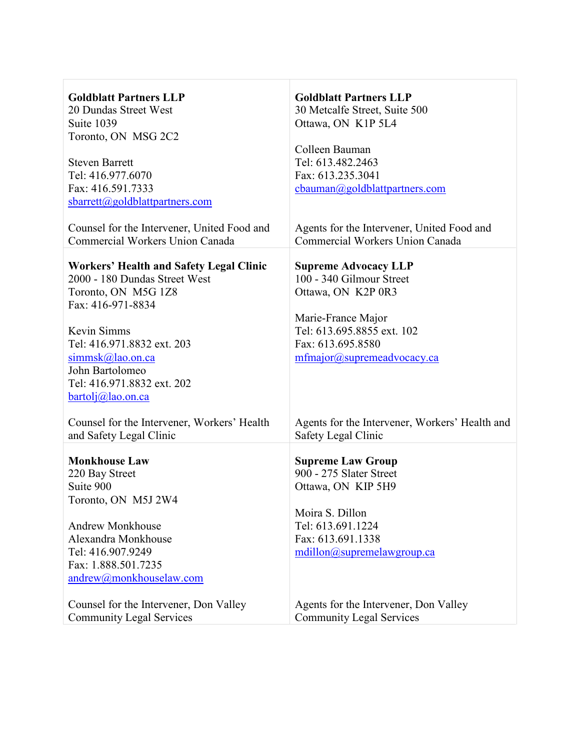| | |
|---|---|
| **Goldblatt Partners LLP**<br>20 Dundas Street West<br>Suite 1039<br>Toronto, ON  MSG 2C2<br><br>Steven Barrett<br>Tel: 416.977.6070<br>Fax: 416.591.7333<br>sbarrett@goldblattpartners.com<br><br>Counsel for the Intervener, United Food and Commercial Workers Union Canada | **Goldblatt Partners LLP**<br>30 Metcalfe Street, Suite 500<br>Ottawa, ON  K1P 5L4<br><br>Colleen Bauman<br>Tel: 613.482.2463<br>Fax: 613.235.3041<br>cbauman@goldblattpartners.com<br><br>Agents for the Intervener, United Food and Commercial Workers Union Canada |
| **Workers' Health and Safety Legal Clinic**<br>2000 - 180 Dundas Street West<br>Toronto, ON  M5G 1Z8<br>Fax: 416-971-8834<br><br>Kevin Simms<br>Tel: 416.971.8832 ext. 203<br>simmsk@lao.on.ca<br>John Bartolomeo<br>Tel: 416.971.8832 ext. 202<br>bartolj@lao.on.ca<br><br>Counsel for the Intervener, Workers' Health and Safety Legal Clinic | **Supreme Advocacy LLP**<br>100 - 340 Gilmour Street<br>Ottawa, ON  K2P 0R3<br><br>Marie-France Major<br>Tel: 613.695.8855 ext. 102<br>Fax: 613.695.8580<br>mfmajor@supremeadvocacy.ca<br><br>Agents for the Intervener, Workers' Health and Safety Legal Clinic |
| **Monkhouse Law**<br>220 Bay Street<br>Suite 900<br>Toronto, ON  M5J 2W4<br><br>Andrew Monkhouse<br>Alexandra Monkhouse<br>Tel: 416.907.9249<br>Fax: 1.888.501.7235<br>andrew@monkhouselaw.com<br><br>Counsel for the Intervener, Don Valley Community Legal Services | **Supreme Law Group**<br>900 - 275 Slater Street<br>Ottawa, ON  KIP 5H9<br><br>Moira S. Dillon<br>Tel: 613.691.1224<br>Fax: 613.691.1338<br>mdillon@supremelawgroup.ca<br><br>Agents for the Intervener, Don Valley Community Legal Services |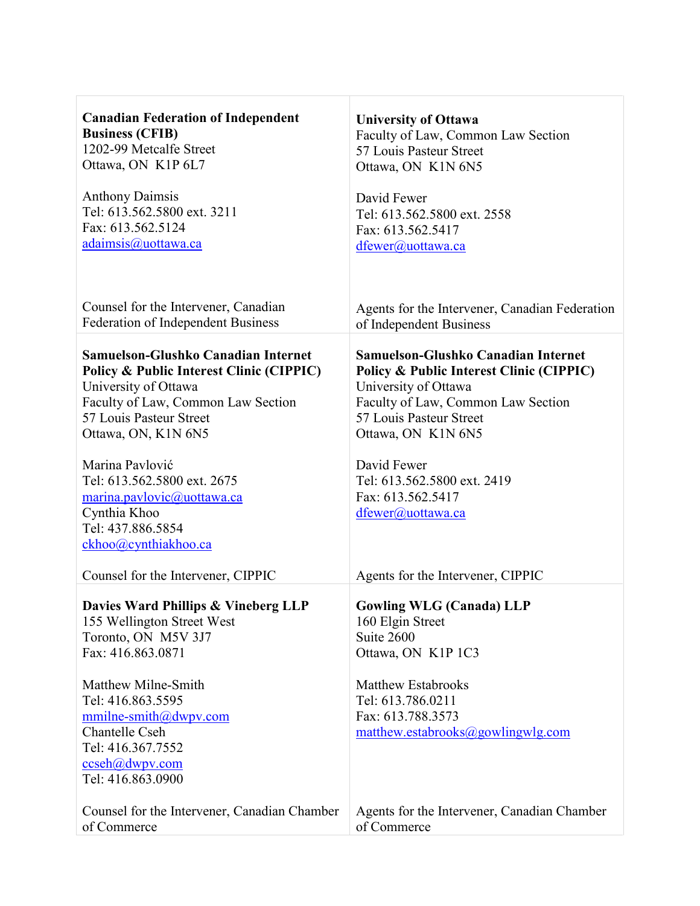| | |
|---|---|
| **Canadian Federation of Independent Business (CFIB)**<br>1202-99 Metcalfe Street<br>Ottawa, ON  K1P 6L7<br><br>Anthony Daimsis<br>Tel: 613.562.5800 ext. 3211<br>Fax: 613.562.5124<br>adaimsis@uottawa.ca<br><br>Counsel for the Intervener, Canadian Federation of Independent Business | **University of Ottawa**<br>Faculty of Law, Common Law Section<br>57 Louis Pasteur Street<br>Ottawa, ON  K1N 6N5<br><br>David Fewer<br>Tel: 613.562.5800 ext. 2558<br>Fax: 613.562.5417<br>dfewer@uottawa.ca<br><br>Agents for the Intervener, Canadian Federation of Independent Business |
| **Samuelson-Glushko Canadian Internet Policy & Public Interest Clinic (CIPPIC)**<br>University of Ottawa<br>Faculty of Law, Common Law Section<br>57 Louis Pasteur Street<br>Ottawa, ON, K1N 6N5<br><br>Marina Pavlović<br>Tel: 613.562.5800 ext. 2675<br>marina.pavlovic@uottawa.ca<br>Cynthia Khoo<br>Tel: 437.886.5854<br>ckhoo@cynthiakhoo.ca<br><br>Counsel for the Intervener, CIPPIC | **Samuelson-Glushko Canadian Internet Policy & Public Interest Clinic (CIPPIC)**<br>University of Ottawa<br>Faculty of Law, Common Law Section<br>57 Louis Pasteur Street<br>Ottawa, ON  K1N 6N5<br><br>David Fewer<br>Tel: 613.562.5800 ext. 2419<br>Fax: 613.562.5417<br>dfewer@uottawa.ca<br><br>Agents for the Intervener, CIPPIC |
| **Davies Ward Phillips & Vineberg LLP**<br>155 Wellington Street West<br>Toronto, ON  M5V 3J7<br>Fax: 416.863.0871<br><br>Matthew Milne-Smith<br>Tel: 416.863.5595<br>mmilne-smith@dwpv.com<br>Chantelle Cseh<br>Tel: 416.367.7552<br>ccseh@dwpv.com<br>Tel: 416.863.0900<br><br>Counsel for the Intervener, Canadian Chamber of Commerce | **Gowling WLG (Canada) LLP**<br>160 Elgin Street<br>Suite 2600<br>Ottawa, ON  K1P 1C3<br><br>Matthew Estabrooks<br>Tel: 613.786.0211<br>Fax: 613.788.3573<br>matthew.estabrooks@gowlingwlg.com<br><br>Agents for the Intervener, Canadian Chamber of Commerce |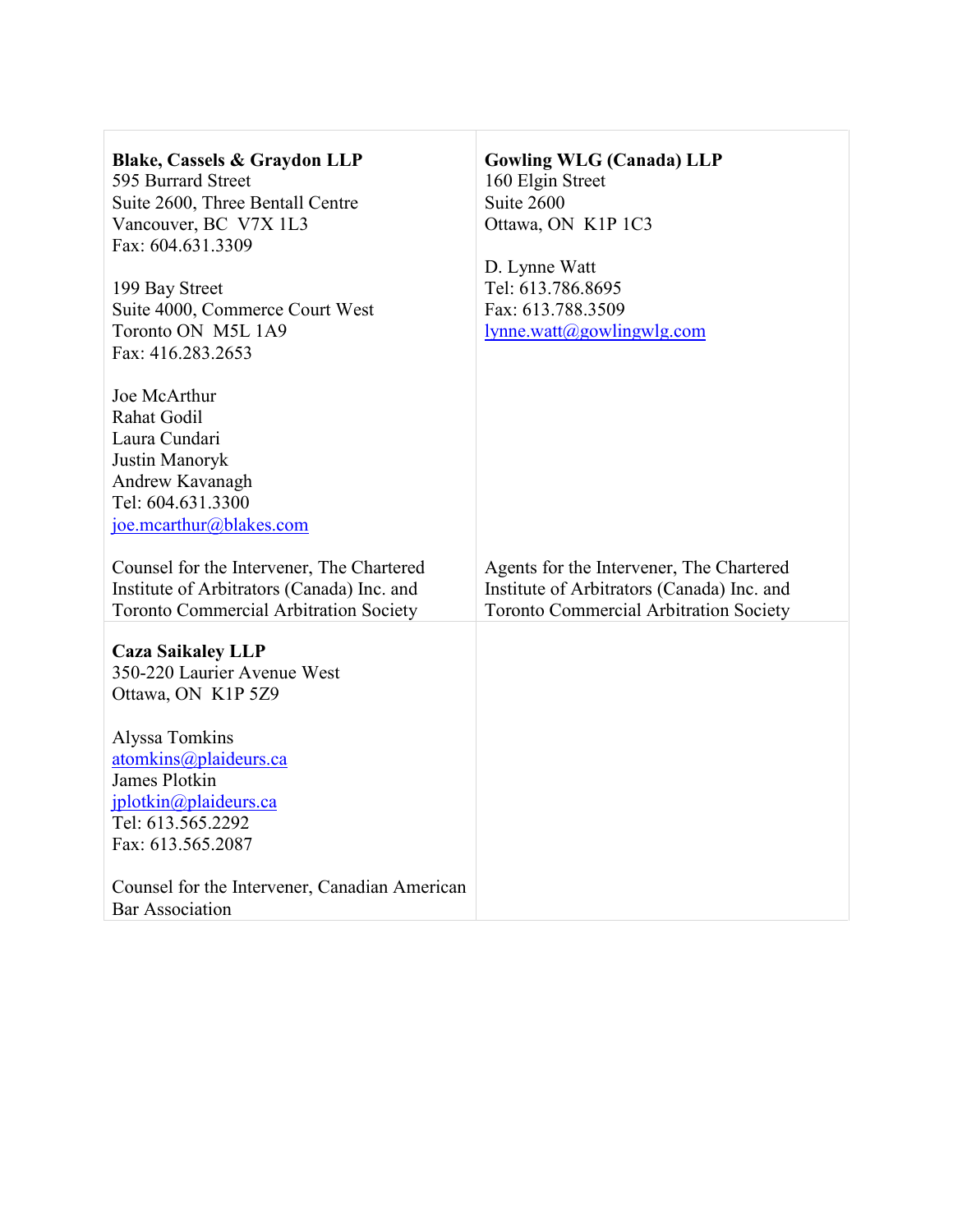| | |
|---|---|
| **Blake, Cassels & Graydon LLP**<br>595 Burrard Street<br>Suite 2600, Three Bentall Centre<br>Vancouver, BC V7X 1L3<br>Fax: 604.631.3309<br><br>199 Bay Street<br>Suite 4000, Commerce Court West<br>Toronto ON M5L 1A9<br>Fax: 416.283.2653<br><br>Joe McArthur<br>Rahat Godil<br>Laura Cundari<br>Justin Manoryk<br>Andrew Kavanagh<br>Tel: 604.631.3300<br>joe.mcarthur@blakes.com<br><br>Counsel for the Intervener, The Chartered Institute of Arbitrators (Canada) Inc. and Toronto Commercial Arbitration Society | **Gowling WLG (Canada) LLP**<br>160 Elgin Street<br>Suite 2600<br>Ottawa, ON K1P 1C3<br><br>D. Lynne Watt<br>Tel: 613.786.8695<br>Fax: 613.788.3509<br>lynne.watt@gowlingwlg.com<br><br>Agents for the Intervener, The Chartered Institute of Arbitrators (Canada) Inc. and Toronto Commercial Arbitration Society |
| **Caza Saikaley LLP**<br>350-220 Laurier Avenue West<br>Ottawa, ON K1P 5Z9<br><br>Alyssa Tomkins<br>atomkins@plaideurs.ca<br>James Plotkin<br>jplotkin@plaideurs.ca<br>Tel: 613.565.2292<br>Fax: 613.565.2087<br><br>Counsel for the Intervener, Canadian American Bar Association | |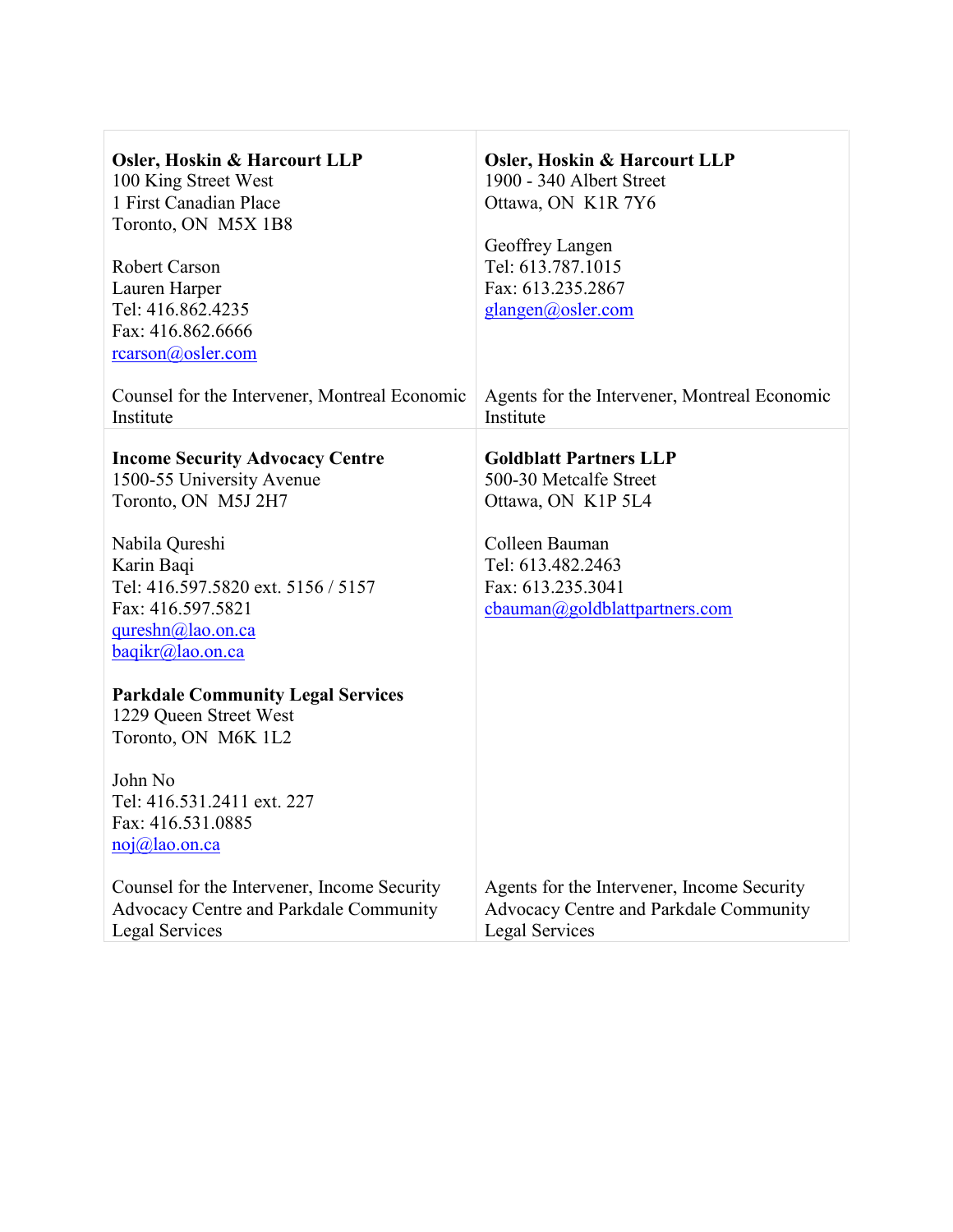| | |
|---|---|
| **Osler, Hoskin & Harcourt LLP**<br>100 King Street West<br>1 First Canadian Place<br>Toronto, ON M5X 1B8<br><br>Robert Carson<br>Lauren Harper<br>Tel: 416.862.4235<br>Fax: 416.862.6666<br>rcarson@osler.com<br><br>Counsel for the Intervener, Montreal Economic Institute | **Osler, Hoskin & Harcourt LLP**<br>1900 - 340 Albert Street<br>Ottawa, ON K1R 7Y6<br><br>Geoffrey Langen<br>Tel: 613.787.1015<br>Fax: 613.235.2867<br>glangen@osler.com<br><br>Agents for the Intervener, Montreal Economic Institute |
| **Income Security Advocacy Centre**<br>1500-55 University Avenue<br>Toronto, ON M5J 2H7<br><br>Nabila Qureshi<br>Karin Baqi<br>Tel: 416.597.5820 ext. 5156 / 5157<br>Fax: 416.597.5821<br>qureshn@lao.on.ca<br>baqikr@lao.on.ca<br><br>**Parkdale Community Legal Services**<br>1229 Queen Street West<br>Toronto, ON M6K 1L2<br><br>John No<br>Tel: 416.531.2411 ext. 227<br>Fax: 416.531.0885<br>noj@lao.on.ca<br><br>Counsel for the Intervener, Income Security Advocacy Centre and Parkdale Community Legal Services | **Goldblatt Partners LLP**<br>500-30 Metcalfe Street<br>Ottawa, ON K1P 5L4<br><br>Colleen Bauman<br>Tel: 613.482.2463<br>Fax: 613.235.3041<br>cbauman@goldblattpartners.com<br><br>Agents for the Intervener, Income Security Advocacy Centre and Parkdale Community Legal Services |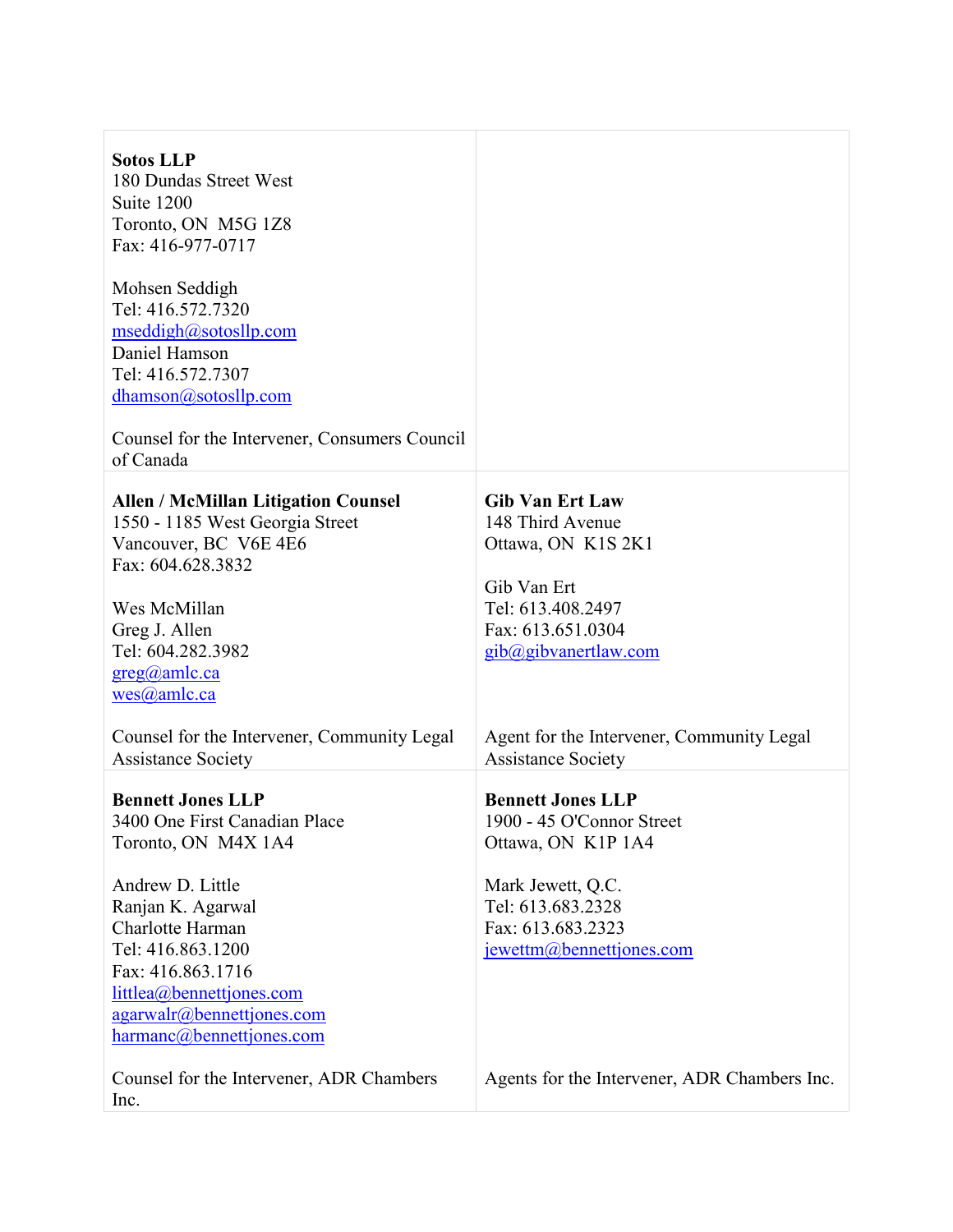| | |
|---|---|
| **Sotos LLP**<br>180 Dundas Street West<br>Suite 1200<br>Toronto, ON M5G 1Z8<br>Fax: 416-977-0717<br><br>Mohsen Seddigh<br>Tel: 416.572.7320<br>mseddigh@sotosllp.com<br>Daniel Hamson<br>Tel: 416.572.7307<br>dhamson@sotosllp.com<br><br>Counsel for the Intervener, Consumers Council of Canada | |
| **Allen / McMillan Litigation Counsel**<br>1550 - 1185 West Georgia Street<br>Vancouver, BC V6E 4E6<br>Fax: 604.628.3832<br><br>Wes McMillan<br>Greg J. Allen<br>Tel: 604.282.3982<br>greg@amlc.ca<br>wes@amlc.ca<br><br>Counsel for the Intervener, Community Legal Assistance Society | **Gib Van Ert Law**<br>148 Third Avenue<br>Ottawa, ON K1S 2K1<br><br>Gib Van Ert<br>Tel: 613.408.2497<br>Fax: 613.651.0304<br>gib@gibvanertlaw.com<br><br>Agent for the Intervener, Community Legal Assistance Society |
| **Bennett Jones LLP**<br>3400 One First Canadian Place<br>Toronto, ON M4X 1A4<br><br>Andrew D. Little<br>Ranjan K. Agarwal<br>Charlotte Harman<br>Tel: 416.863.1200<br>Fax: 416.863.1716<br>littlea@bennettjones.com<br>agarwalr@bennettjones.com<br>harmanc@bennettjones.com<br><br>Counsel for the Intervener, ADR Chambers Inc. | **Bennett Jones LLP**<br>1900 - 45 O'Connor Street<br>Ottawa, ON K1P 1A4<br><br>Mark Jewett, Q.C.<br>Tel: 613.683.2328<br>Fax: 613.683.2323<br>jewettm@bennettjones.com<br><br>Agents for the Intervener, ADR Chambers Inc. |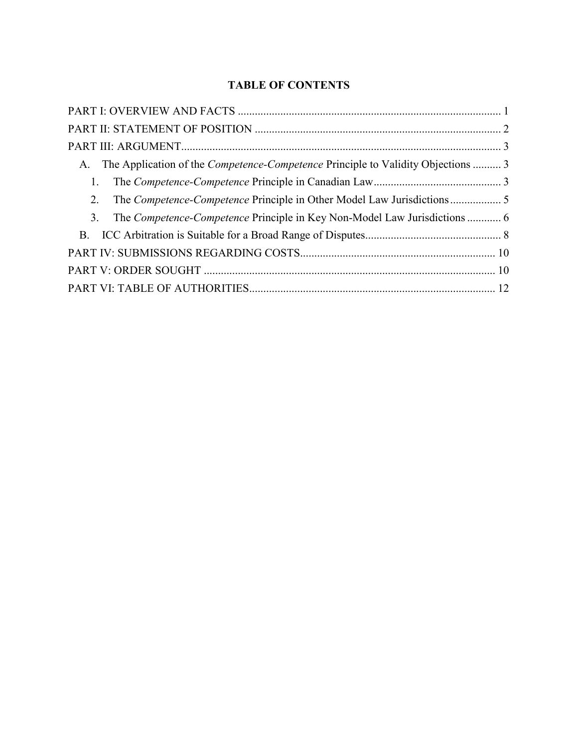# TABLE OF CONTENTS

PART I: OVERVIEW AND FACTS ............................................................................................ 1

PART II: STATEMENT OF POSITION ....................................................................................... 2

PART III: ARGUMENT................................................................................................................ 3

- A. The Application of the *Competence-Competence* Principle to Validity Objections .......... 3
  - 1. The *Competence-Competence* Principle in Canadian Law............................................. 3
  - 2. The *Competence-Competence* Principle in Other Model Law Jurisdictions.................. 5
  - 3. The *Competence-Competence* Principle in Key Non-Model Law Jurisdictions ............ 6
- B. ICC Arbitration is Suitable for a Broad Range of Disputes................................................ 8

PART IV: SUBMISSIONS REGARDING COSTS..................................................................... 10

PART V: ORDER SOUGHT ...................................................................................................... 10

PART VI: TABLE OF AUTHORITIES....................................................................................... 12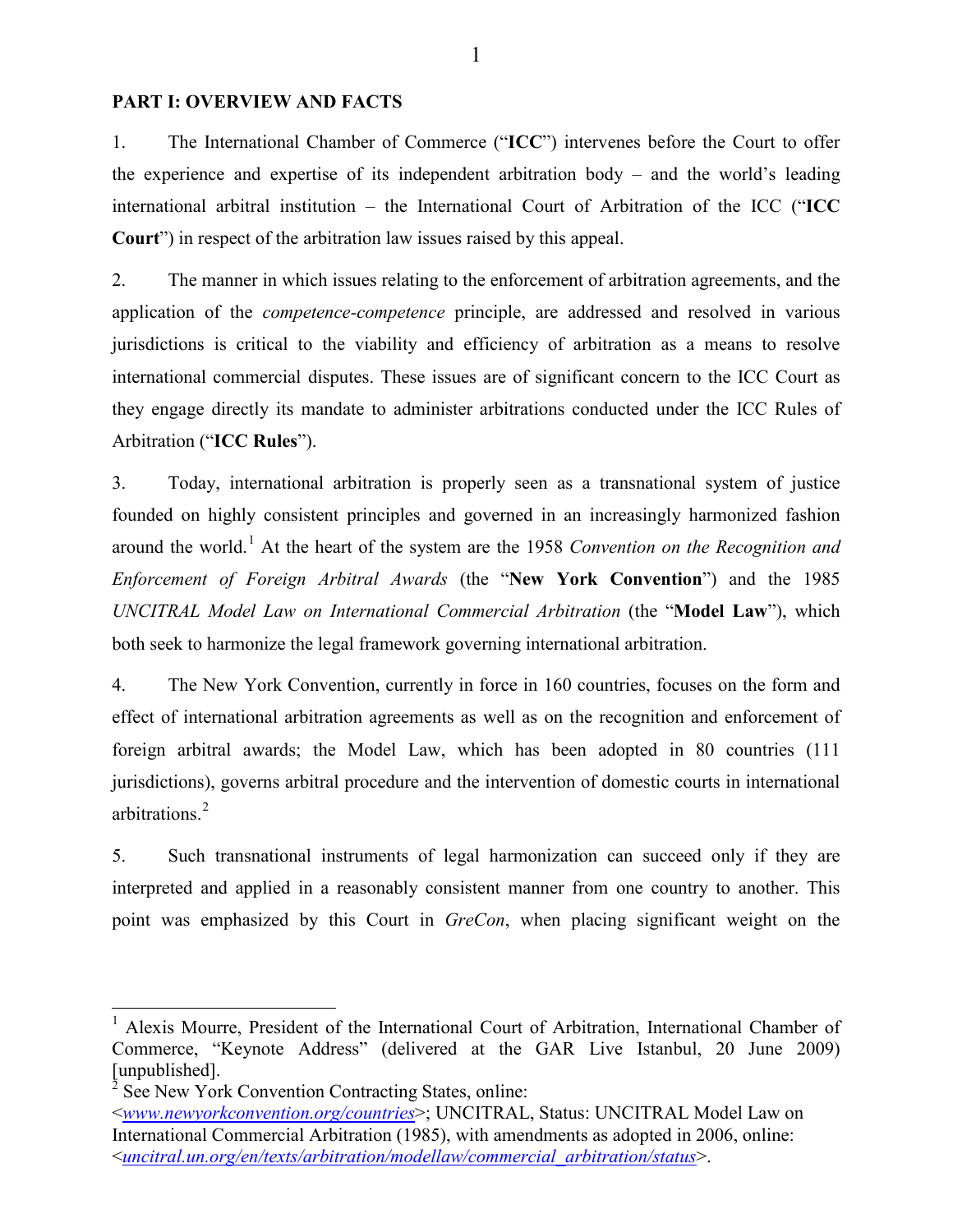## PART I: OVERVIEW AND FACTS

1. The International Chamber of Commerce ("**ICC**") intervenes before the Court to offer the experience and expertise of its independent arbitration body – and the world's leading international arbitral institution – the International Court of Arbitration of the ICC ("**ICC Court**") in respect of the arbitration law issues raised by this appeal.

2. The manner in which issues relating to the enforcement of arbitration agreements, and the application of the *competence-competence* principle, are addressed and resolved in various jurisdictions is critical to the viability and efficiency of arbitration as a means to resolve international commercial disputes. These issues are of significant concern to the ICC Court as they engage directly its mandate to administer arbitrations conducted under the ICC Rules of Arbitration ("**ICC Rules**").

3. Today, international arbitration is properly seen as a transnational system of justice founded on highly consistent principles and governed in an increasingly harmonized fashion around the world.[1] At the heart of the system are the 1958 *Convention on the Recognition and Enforcement of Foreign Arbitral Awards* (the "**New York Convention**") and the 1985 *UNCITRAL Model Law on International Commercial Arbitration* (the "**Model Law**"), which both seek to harmonize the legal framework governing international arbitration.

4. The New York Convention, currently in force in 160 countries, focuses on the form and effect of international arbitration agreements as well as on the recognition and enforcement of foreign arbitral awards; the Model Law, which has been adopted in 80 countries (111 jurisdictions), governs arbitral procedure and the intervention of domestic courts in international arbitrations.[2]

5. Such transnational instruments of legal harmonization can succeed only if they are interpreted and applied in a reasonably consistent manner from one country to another. This point was emphasized by this Court in *GreCon*, when placing significant weight on the

---

[1] Alexis Mourre, President of the International Court of Arbitration, International Chamber of Commerce, "Keynote Address" (delivered at the GAR Live Istanbul, 20 June 2009) [unpublished].

[2] See New York Convention Contracting States, online: <*www.newyorkconvention.org/countries*>; UNCITRAL, Status: UNCITRAL Model Law on International Commercial Arbitration (1985), with amendments as adopted in 2006, online: <*uncitral.un.org/en/texts/arbitration/modellaw/commercial_arbitration/status*>.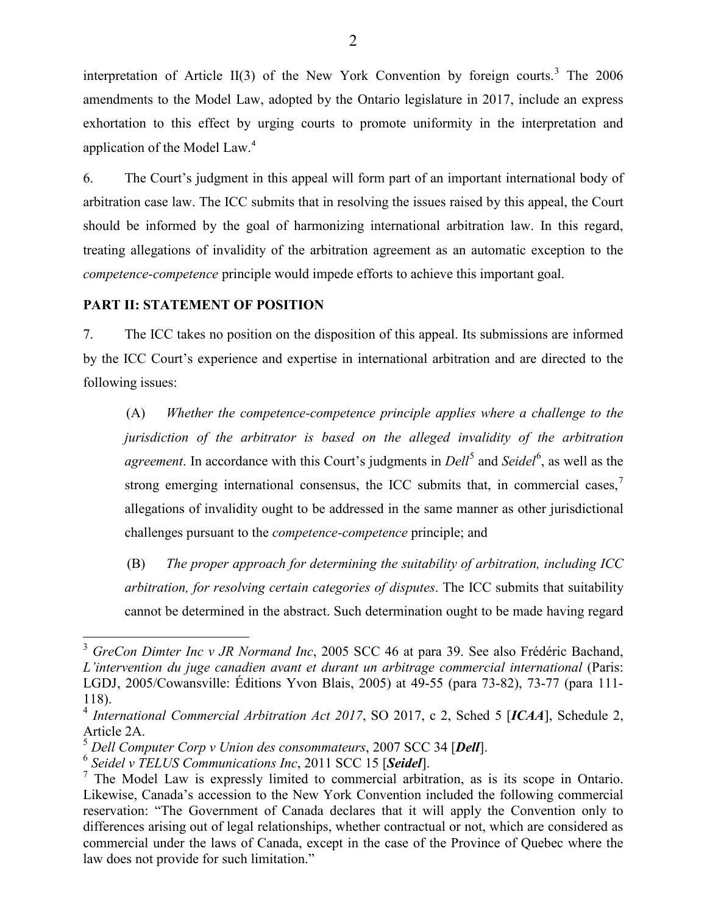interpretation of Article II(3) of the New York Convention by foreign courts.[3] The 2006 amendments to the Model Law, adopted by the Ontario legislature in 2017, include an express exhortation to this effect by urging courts to promote uniformity in the interpretation and application of the Model Law.[4]

6. The Court's judgment in this appeal will form part of an important international body of arbitration case law. The ICC submits that in resolving the issues raised by this appeal, the Court should be informed by the goal of harmonizing international arbitration law. In this regard, treating allegations of invalidity of the arbitration agreement as an automatic exception to the *competence-competence* principle would impede efforts to achieve this important goal.

**PART II: STATEMENT OF POSITION**

7. The ICC takes no position on the disposition of this appeal. Its submissions are informed by the ICC Court's experience and expertise in international arbitration and are directed to the following issues:

(A) *Whether the competence-competence principle applies where a challenge to the jurisdiction of the arbitrator is based on the alleged invalidity of the arbitration agreement*. In accordance with this Court's judgments in *Dell*[5] and *Seidel*[6], as well as the strong emerging international consensus, the ICC submits that, in commercial cases,[7] allegations of invalidity ought to be addressed in the same manner as other jurisdictional challenges pursuant to the *competence-competence* principle; and

(B) *The proper approach for determining the suitability of arbitration, including ICC arbitration, for resolving certain categories of disputes*. The ICC submits that suitability cannot be determined in the abstract. Such determination ought to be made having regard

---

[3] *GreCon Dimter Inc v JR Normand Inc*, 2005 SCC 46 at para 39. See also Frédéric Bachand, *L'intervention du juge canadien avant et durant un arbitrage commercial international* (Paris: LGDJ, 2005/Cowansville: Éditions Yvon Blais, 2005) at 49-55 (para 73-82), 73-77 (para 111-118).

[4] *International Commercial Arbitration Act 2017*, SO 2017, c 2, Sched 5 [***ICAA***], Schedule 2, Article 2A.

[5] *Dell Computer Corp v Union des consommateurs*, 2007 SCC 34 [***Dell***].

[6] *Seidel v TELUS Communications Inc*, 2011 SCC 15 [***Seidel***].

[7] The Model Law is expressly limited to commercial arbitration, as is its scope in Ontario. Likewise, Canada's accession to the New York Convention included the following commercial reservation: "The Government of Canada declares that it will apply the Convention only to differences arising out of legal relationships, whether contractual or not, which are considered as commercial under the laws of Canada, except in the case of the Province of Quebec where the law does not provide for such limitation."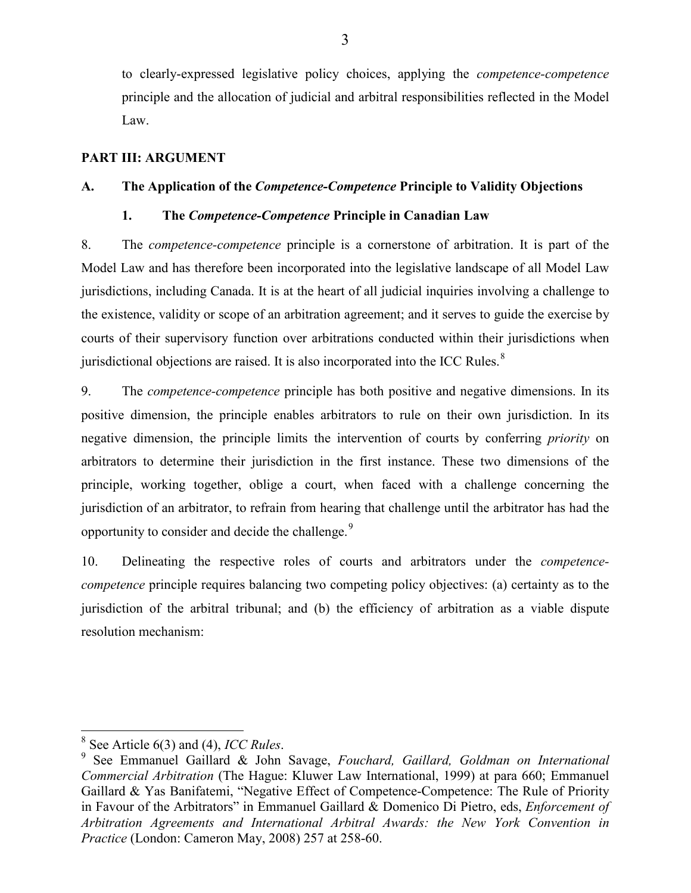to clearly-expressed legislative policy choices, applying the *competence-competence* principle and the allocation of judicial and arbitral responsibilities reflected in the Model Law.

## PART III: ARGUMENT

### A. The Application of the *Competence-Competence* Principle to Validity Objections

#### 1. The *Competence-Competence* Principle in Canadian Law

8. The *competence-competence* principle is a cornerstone of arbitration. It is part of the Model Law and has therefore been incorporated into the legislative landscape of all Model Law jurisdictions, including Canada. It is at the heart of all judicial inquiries involving a challenge to the existence, validity or scope of an arbitration agreement; and it serves to guide the exercise by courts of their supervisory function over arbitrations conducted within their jurisdictions when jurisdictional objections are raised. It is also incorporated into the ICC Rules.[8]

9. The *competence-competence* principle has both positive and negative dimensions. In its positive dimension, the principle enables arbitrators to rule on their own jurisdiction. In its negative dimension, the principle limits the intervention of courts by conferring *priority* on arbitrators to determine their jurisdiction in the first instance. These two dimensions of the principle, working together, oblige a court, when faced with a challenge concerning the jurisdiction of an arbitrator, to refrain from hearing that challenge until the arbitrator has had the opportunity to consider and decide the challenge.[9]

10. Delineating the respective roles of courts and arbitrators under the *competence-competence* principle requires balancing two competing policy objectives: (a) certainty as to the jurisdiction of the arbitral tribunal; and (b) the efficiency of arbitration as a viable dispute resolution mechanism:

---

[8] See Article 6(3) and (4), *ICC Rules*.

[9] See Emmanuel Gaillard & John Savage, *Fouchard, Gaillard, Goldman on International Commercial Arbitration* (The Hague: Kluwer Law International, 1999) at para 660; Emmanuel Gaillard & Yas Banifatemi, "Negative Effect of Competence-Competence: The Rule of Priority in Favour of the Arbitrators" in Emmanuel Gaillard & Domenico Di Pietro, eds, *Enforcement of Arbitration Agreements and International Arbitral Awards: the New York Convention in Practice* (London: Cameron May, 2008) 257 at 258-60.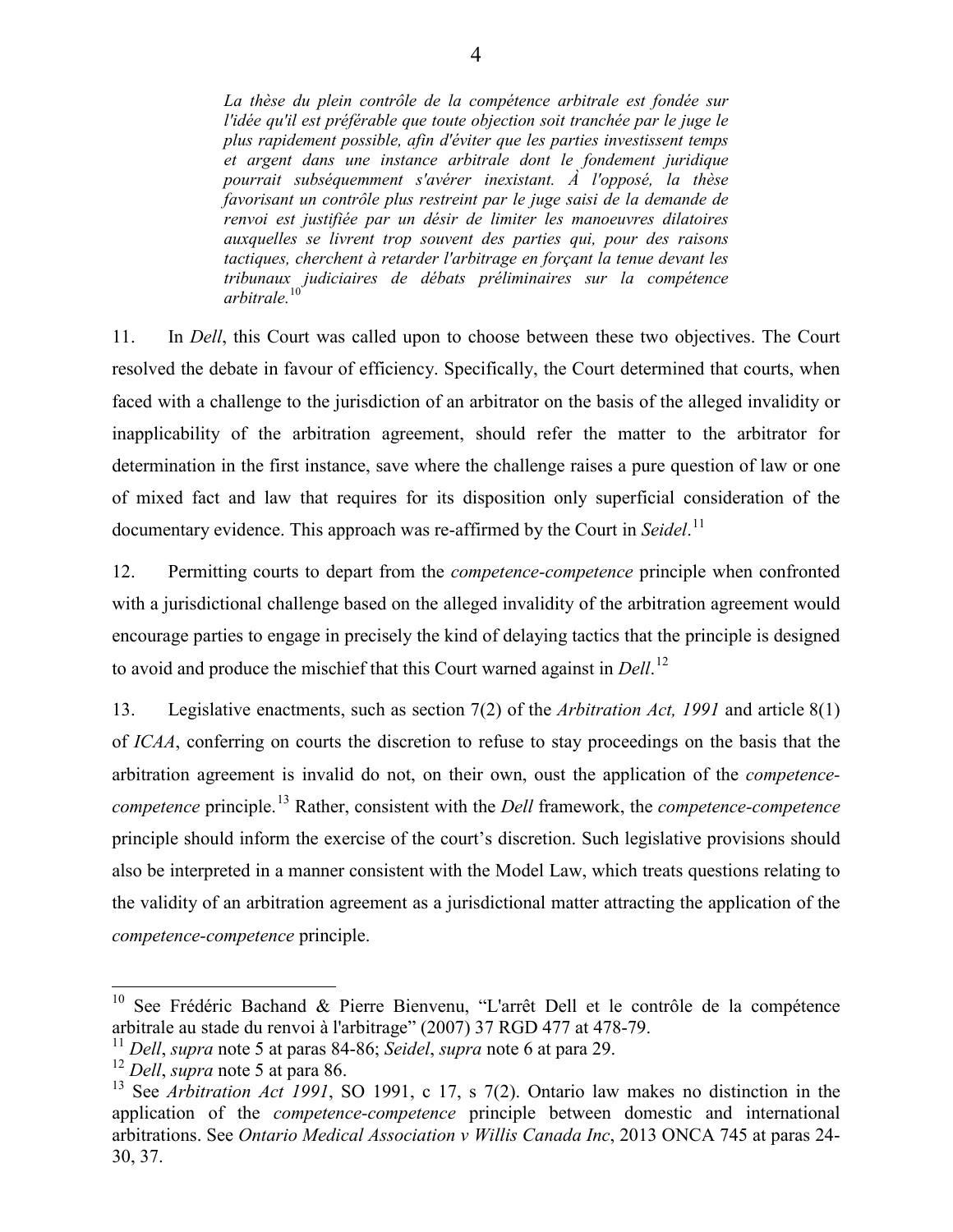> *La thèse du plein contrôle de la compétence arbitrale est fondée sur l'idée qu'il est préférable que toute objection soit tranchée par le juge le plus rapidement possible, afin d'éviter que les parties investissent temps et argent dans une instance arbitrale dont le fondement juridique pourrait subséquemment s'avérer inexistant. À l'opposé, la thèse favorisant un contrôle plus restreint par le juge saisi de la demande de renvoi est justifiée par un désir de limiter les manoeuvres dilatoires auxquelles se livrent trop souvent des parties qui, pour des raisons tactiques, cherchent à retarder l'arbitrage en forçant la tenue devant les tribunaux judiciaires de débats préliminaires sur la compétence arbitrale.*[10]

11. In *Dell*, this Court was called upon to choose between these two objectives. The Court resolved the debate in favour of efficiency. Specifically, the Court determined that courts, when faced with a challenge to the jurisdiction of an arbitrator on the basis of the alleged invalidity or inapplicability of the arbitration agreement, should refer the matter to the arbitrator for determination in the first instance, save where the challenge raises a pure question of law or one of mixed fact and law that requires for its disposition only superficial consideration of the documentary evidence. This approach was re-affirmed by the Court in *Seidel*.[11]

12. Permitting courts to depart from the *competence-competence* principle when confronted with a jurisdictional challenge based on the alleged invalidity of the arbitration agreement would encourage parties to engage in precisely the kind of delaying tactics that the principle is designed to avoid and produce the mischief that this Court warned against in *Dell*.[12]

13. Legislative enactments, such as section 7(2) of the *Arbitration Act, 1991* and article 8(1) of *ICAA*, conferring on courts the discretion to refuse to stay proceedings on the basis that the arbitration agreement is invalid do not, on their own, oust the application of the *competence-competence* principle.[13] Rather, consistent with the *Dell* framework, the *competence-competence* principle should inform the exercise of the court's discretion. Such legislative provisions should also be interpreted in a manner consistent with the Model Law, which treats questions relating to the validity of an arbitration agreement as a jurisdictional matter attracting the application of the *competence-competence* principle.

---

[10] See Frédéric Bachand & Pierre Bienvenu, "L'arrêt Dell et le contrôle de la compétence arbitrale au stade du renvoi à l'arbitrage" (2007) 37 RGD 477 at 478-79.

[11] *Dell*, *supra* note 5 at paras 84-86; *Seidel*, *supra* note 6 at para 29.

[12] *Dell*, *supra* note 5 at para 86.

[13] See *Arbitration Act 1991*, SO 1991, c 17, s 7(2). Ontario law makes no distinction in the application of the *competence-competence* principle between domestic and international arbitrations. See *Ontario Medical Association v Willis Canada Inc*, 2013 ONCA 745 at paras 24-30, 37.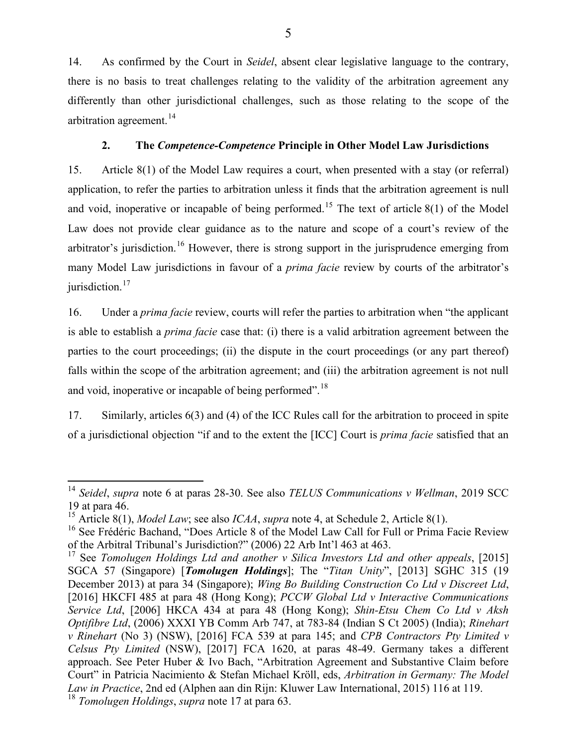14. As confirmed by the Court in *Seidel*, absent clear legislative language to the contrary, there is no basis to treat challenges relating to the validity of the arbitration agreement any differently than other jurisdictional challenges, such as those relating to the scope of the arbitration agreement.[14]

### 2. The *Competence-Competence* Principle in Other Model Law Jurisdictions

15. Article 8(1) of the Model Law requires a court, when presented with a stay (or referral) application, to refer the parties to arbitration unless it finds that the arbitration agreement is null and void, inoperative or incapable of being performed.[15] The text of article 8(1) of the Model Law does not provide clear guidance as to the nature and scope of a court's review of the arbitrator's jurisdiction.[16] However, there is strong support in the jurisprudence emerging from many Model Law jurisdictions in favour of a *prima facie* review by courts of the arbitrator's jurisdiction.[17]

16. Under a *prima facie* review, courts will refer the parties to arbitration when "the applicant is able to establish a *prima facie* case that: (i) there is a valid arbitration agreement between the parties to the court proceedings; (ii) the dispute in the court proceedings (or any part thereof) falls within the scope of the arbitration agreement; and (iii) the arbitration agreement is not null and void, inoperative or incapable of being performed".[18]

17. Similarly, articles 6(3) and (4) of the ICC Rules call for the arbitration to proceed in spite of a jurisdictional objection "if and to the extent the [ICC] Court is *prima facie* satisfied that an

---

[14] *Seidel*, *supra* note 6 at paras 28-30. See also *TELUS Communications v Wellman*, 2019 SCC 19 at para 46.

[15] Article 8(1), *Model Law*; see also *ICAA*, *supra* note 4, at Schedule 2, Article 8(1).

[16] See Frédéric Bachand, "Does Article 8 of the Model Law Call for Full or Prima Facie Review of the Arbitral Tribunal's Jurisdiction?" (2006) 22 Arb Int'l 463 at 463.

[17] See *Tomolugen Holdings Ltd and another v Silica Investors Ltd and other appeals*, [2015] SGCA 57 (Singapore) [***Tomolugen Holdings***]; The "*Titan Unity*", [2013] SGHC 315 (19 December 2013) at para 34 (Singapore); *Wing Bo Building Construction Co Ltd v Discreet Ltd*, [2016] HKCFI 485 at para 48 (Hong Kong); *PCCW Global Ltd v Interactive Communications Service Ltd*, [2006] HKCA 434 at para 48 (Hong Kong); *Shin-Etsu Chem Co Ltd v Aksh Optifibre Ltd*, (2006) XXXI YB Comm Arb 747, at 783-84 (Indian S Ct 2005) (India); *Rinehart v Rinehart* (No 3) (NSW), [2016] FCA 539 at para 145; and *CPB Contractors Pty Limited v Celsus Pty Limited* (NSW), [2017] FCA 1620, at paras 48-49. Germany takes a different approach. See Peter Huber & Ivo Bach, "Arbitration Agreement and Substantive Claim before Court" in Patricia Nacimiento & Stefan Michael Kröll, eds, *Arbitration in Germany: The Model Law in Practice*, 2nd ed (Alphen aan din Rijn: Kluwer Law International, 2015) 116 at 119.

[18] *Tomolugen Holdings*, *supra* note 17 at para 63.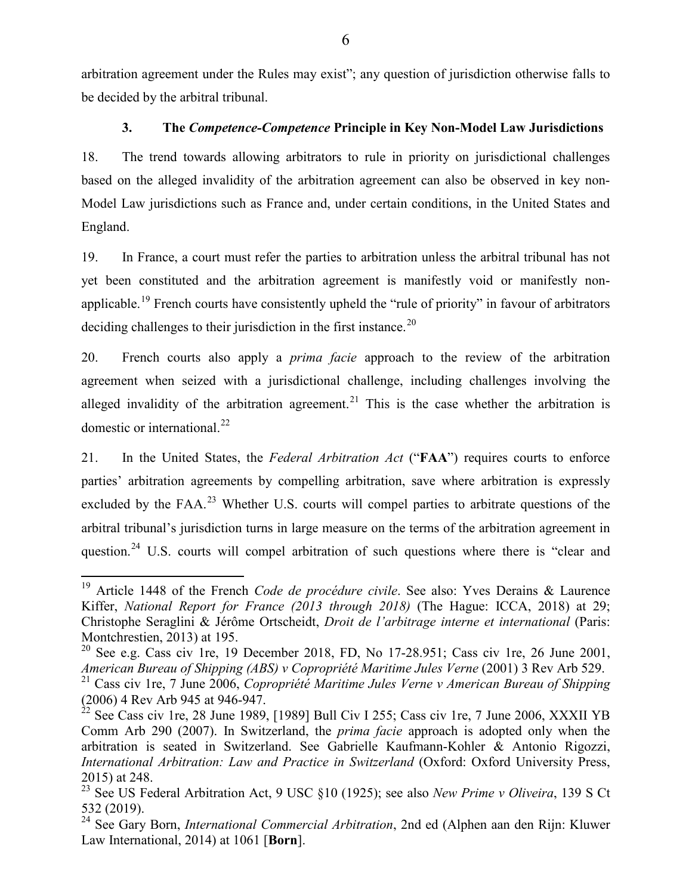arbitration agreement under the Rules may exist"; any question of jurisdiction otherwise falls to be decided by the arbitral tribunal.

### 3. The *Competence-Competence* Principle in Key Non-Model Law Jurisdictions

18. The trend towards allowing arbitrators to rule in priority on jurisdictional challenges based on the alleged invalidity of the arbitration agreement can also be observed in key non-Model Law jurisdictions such as France and, under certain conditions, in the United States and England.

19. In France, a court must refer the parties to arbitration unless the arbitral tribunal has not yet been constituted and the arbitration agreement is manifestly void or manifestly non-applicable.[19] French courts have consistently upheld the "rule of priority" in favour of arbitrators deciding challenges to their jurisdiction in the first instance.[20]

20. French courts also apply a *prima facie* approach to the review of the arbitration agreement when seized with a jurisdictional challenge, including challenges involving the alleged invalidity of the arbitration agreement.[21] This is the case whether the arbitration is domestic or international.[22]

21. In the United States, the *Federal Arbitration Act* ("**FAA**") requires courts to enforce parties' arbitration agreements by compelling arbitration, save where arbitration is expressly excluded by the FAA.[23] Whether U.S. courts will compel parties to arbitrate questions of the arbitral tribunal's jurisdiction turns in large measure on the terms of the arbitration agreement in question.[24] U.S. courts will compel arbitration of such questions where there is "clear and

---

[19] Article 1448 of the French *Code de procédure civile*. See also: Yves Derains & Laurence Kiffer, *National Report for France (2013 through 2018)* (The Hague: ICCA, 2018) at 29; Christophe Seraglini & Jérôme Ortscheidt, *Droit de l'arbitrage interne et international* (Paris: Montchrestien, 2013) at 195.

[20] See e.g. Cass civ 1re, 19 December 2018, FD, No 17-28.951; Cass civ 1re, 26 June 2001, *American Bureau of Shipping (ABS) v Copropriété Maritime Jules Verne* (2001) 3 Rev Arb 529.

[21] Cass civ 1re, 7 June 2006, *Copropriété Maritime Jules Verne v American Bureau of Shipping* (2006) 4 Rev Arb 945 at 946-947.

[22] See Cass civ 1re, 28 June 1989, [1989] Bull Civ I 255; Cass civ 1re, 7 June 2006, XXXII YB Comm Arb 290 (2007). In Switzerland, the *prima facie* approach is adopted only when the arbitration is seated in Switzerland. See Gabrielle Kaufmann-Kohler & Antonio Rigozzi, *International Arbitration: Law and Practice in Switzerland* (Oxford: Oxford University Press, 2015) at 248.

[23] See US Federal Arbitration Act, 9 USC §10 (1925); see also *New Prime v Oliveira*, 139 S Ct 532 (2019).

[24] See Gary Born, *International Commercial Arbitration*, 2nd ed (Alphen aan den Rijn: Kluwer Law International, 2014) at 1061 [**Born**].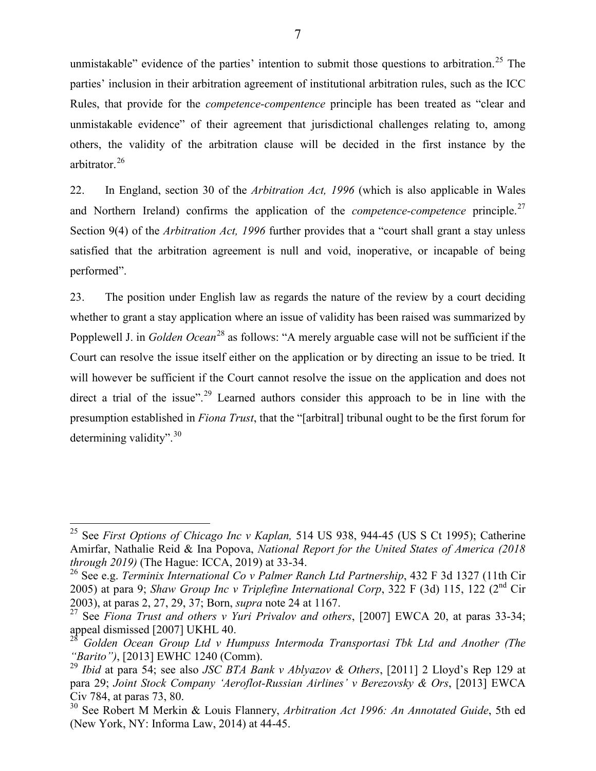unmistakable" evidence of the parties' intention to submit those questions to arbitration.[25] The parties' inclusion in their arbitration agreement of institutional arbitration rules, such as the ICC Rules, that provide for the *competence-compentence* principle has been treated as "clear and unmistakable evidence" of their agreement that jurisdictional challenges relating to, among others, the validity of the arbitration clause will be decided in the first instance by the arbitrator.[26]

22. In England, section 30 of the *Arbitration Act, 1996* (which is also applicable in Wales and Northern Ireland) confirms the application of the *competence-competence* principle.[27] Section 9(4) of the *Arbitration Act, 1996* further provides that a "court shall grant a stay unless satisfied that the arbitration agreement is null and void, inoperative, or incapable of being performed".

23. The position under English law as regards the nature of the review by a court deciding whether to grant a stay application where an issue of validity has been raised was summarized by Popplewell J. in *Golden Ocean*[28] as follows: "A merely arguable case will not be sufficient if the Court can resolve the issue itself either on the application or by directing an issue to be tried. It will however be sufficient if the Court cannot resolve the issue on the application and does not direct a trial of the issue".[29] Learned authors consider this approach to be in line with the presumption established in *Fiona Trust*, that the "[arbitral] tribunal ought to be the first forum for determining validity".[30]

---

[25] See *First Options of Chicago Inc v Kaplan,* 514 US 938, 944-45 (US S Ct 1995); Catherine Amirfar, Nathalie Reid & Ina Popova, *National Report for the United States of America (2018 through 2019)* (The Hague: ICCA, 2019) at 33-34.

[26] See e.g. *Terminix International Co v Palmer Ranch Ltd Partnership*, 432 F 3d 1327 (11th Cir 2005) at para 9; *Shaw Group Inc v Triplefine International Corp*, 322 F (3d) 115, 122 (2nd Cir 2003), at paras 2, 27, 29, 37; Born, *supra* note 24 at 1167.

[27] See *Fiona Trust and others v Yuri Privalov and others*, [2007] EWCA 20, at paras 33-34; appeal dismissed [2007] UKHL 40.

[28] *Golden Ocean Group Ltd v Humpuss Intermoda Transportasi Tbk Ltd and Another (The "Barito")*, [2013] EWHC 1240 (Comm).

[29] *Ibid* at para 54; see also *JSC BTA Bank v Ablyazov & Others*, [2011] 2 Lloyd's Rep 129 at para 29; *Joint Stock Company 'Aeroflot-Russian Airlines' v Berezovsky & Ors*, [2013] EWCA Civ 784, at paras 73, 80.

[30] See Robert M Merkin & Louis Flannery, *Arbitration Act 1996: An Annotated Guide*, 5th ed (New York, NY: Informa Law, 2014) at 44-45.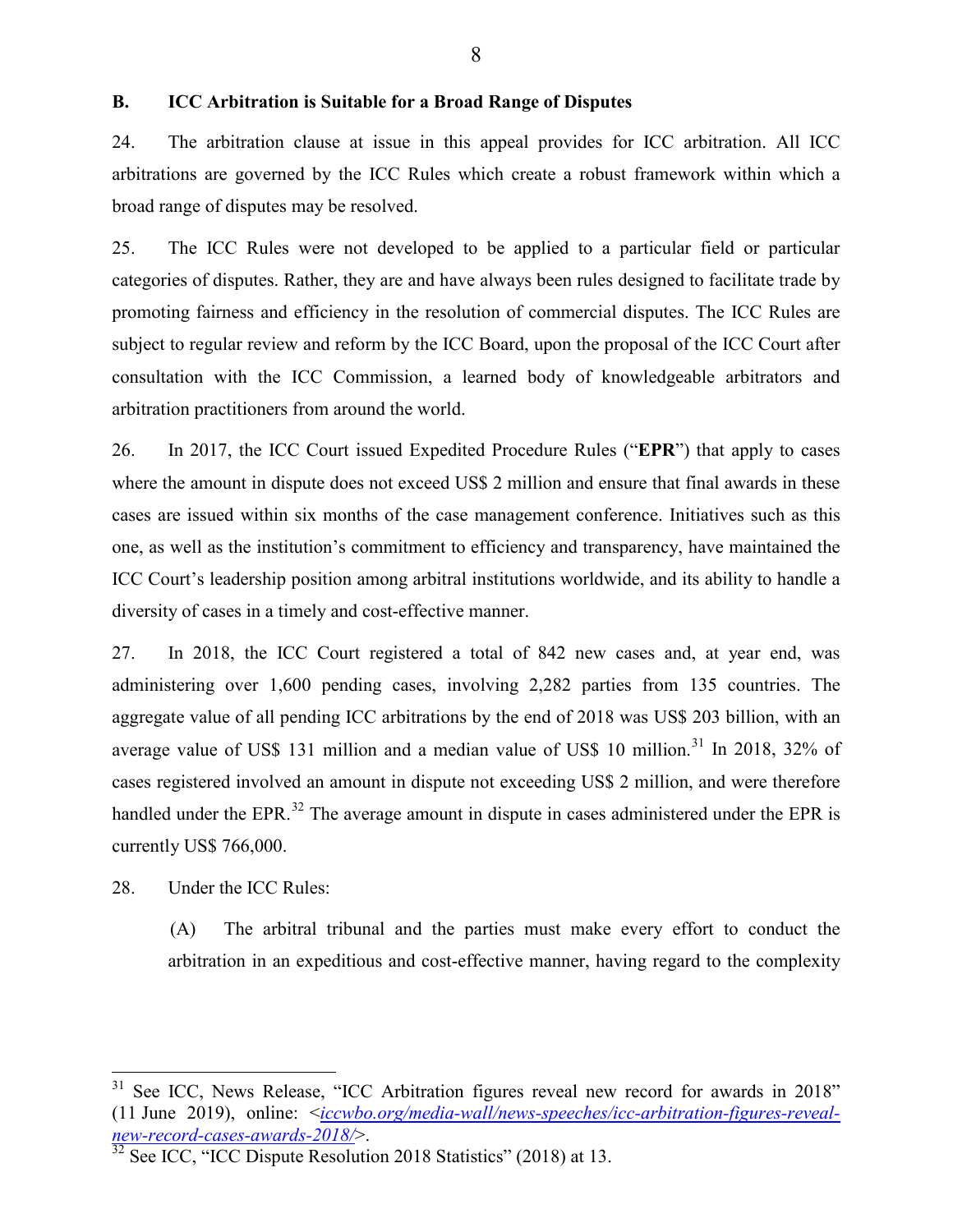### B. ICC Arbitration is Suitable for a Broad Range of Disputes

24. The arbitration clause at issue in this appeal provides for ICC arbitration. All ICC arbitrations are governed by the ICC Rules which create a robust framework within which a broad range of disputes may be resolved.

25. The ICC Rules were not developed to be applied to a particular field or particular categories of disputes. Rather, they are and have always been rules designed to facilitate trade by promoting fairness and efficiency in the resolution of commercial disputes. The ICC Rules are subject to regular review and reform by the ICC Board, upon the proposal of the ICC Court after consultation with the ICC Commission, a learned body of knowledgeable arbitrators and arbitration practitioners from around the world.

26. In 2017, the ICC Court issued Expedited Procedure Rules ("**EPR**") that apply to cases where the amount in dispute does not exceed US$ 2 million and ensure that final awards in these cases are issued within six months of the case management conference. Initiatives such as this one, as well as the institution's commitment to efficiency and transparency, have maintained the ICC Court's leadership position among arbitral institutions worldwide, and its ability to handle a diversity of cases in a timely and cost-effective manner.

27. In 2018, the ICC Court registered a total of 842 new cases and, at year end, was administering over 1,600 pending cases, involving 2,282 parties from 135 countries. The aggregate value of all pending ICC arbitrations by the end of 2018 was US$ 203 billion, with an average value of US$ 131 million and a median value of US$ 10 million.[31] In 2018, 32% of cases registered involved an amount in dispute not exceeding US$ 2 million, and were therefore handled under the EPR.[32] The average amount in dispute in cases administered under the EPR is currently US$ 766,000.

28. Under the ICC Rules:

(A) The arbitral tribunal and the parties must make every effort to conduct the arbitration in an expeditious and cost-effective manner, having regard to the complexity

---

[31] See ICC, News Release, "ICC Arbitration figures reveal new record for awards in 2018" (11 June 2019), online: <*iccwbo.org/media-wall/news-speeches/icc-arbitration-figures-reveal-new-record-cases-awards-2018/*>.

[32] See ICC, "ICC Dispute Resolution 2018 Statistics" (2018) at 13.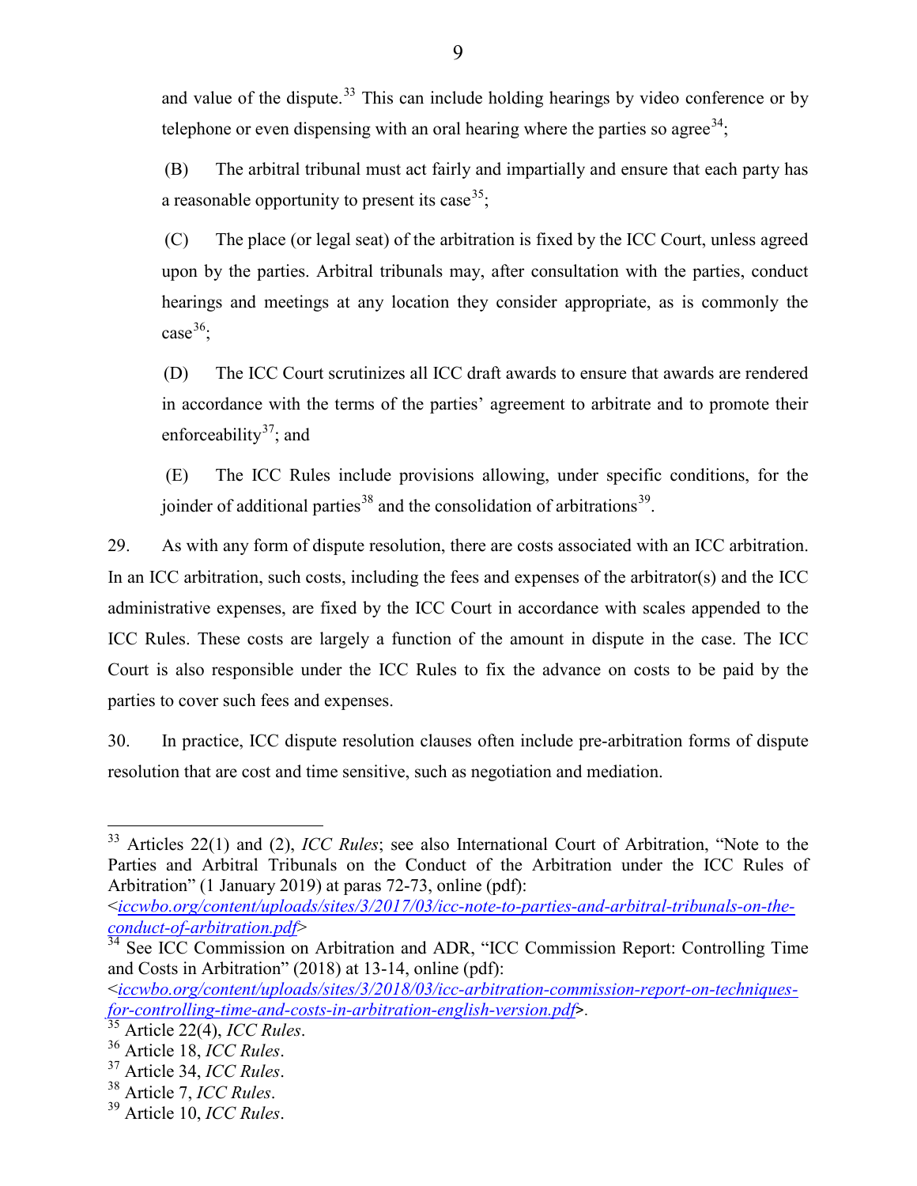and value of the dispute.[33] This can include holding hearings by video conference or by telephone or even dispensing with an oral hearing where the parties so agree[34];

(B) The arbitral tribunal must act fairly and impartially and ensure that each party has a reasonable opportunity to present its case[35];

(C) The place (or legal seat) of the arbitration is fixed by the ICC Court, unless agreed upon by the parties. Arbitral tribunals may, after consultation with the parties, conduct hearings and meetings at any location they consider appropriate, as is commonly the case[36];

(D) The ICC Court scrutinizes all ICC draft awards to ensure that awards are rendered in accordance with the terms of the parties' agreement to arbitrate and to promote their enforceability[37]; and

(E) The ICC Rules include provisions allowing, under specific conditions, for the joinder of additional parties[38] and the consolidation of arbitrations[39].

29. As with any form of dispute resolution, there are costs associated with an ICC arbitration. In an ICC arbitration, such costs, including the fees and expenses of the arbitrator(s) and the ICC administrative expenses, are fixed by the ICC Court in accordance with scales appended to the ICC Rules. These costs are largely a function of the amount in dispute in the case. The ICC Court is also responsible under the ICC Rules to fix the advance on costs to be paid by the parties to cover such fees and expenses.

30. In practice, ICC dispute resolution clauses often include pre-arbitration forms of dispute resolution that are cost and time sensitive, such as negotiation and mediation.

---

[33] Articles 22(1) and (2), *ICC Rules*; see also International Court of Arbitration, "Note to the Parties and Arbitral Tribunals on the Conduct of the Arbitration under the ICC Rules of Arbitration" (1 January 2019) at paras 72-73, online (pdf): <*iccwbo.org/content/uploads/sites/3/2017/03/icc-note-to-parties-and-arbitral-tribunals-on-the-conduct-of-arbitration.pdf*>

[34] See ICC Commission on Arbitration and ADR, "ICC Commission Report: Controlling Time and Costs in Arbitration" (2018) at 13-14, online (pdf): <*iccwbo.org/content/uploads/sites/3/2018/03/icc-arbitration-commission-report-on-techniques-for-controlling-time-and-costs-in-arbitration-english-version.pdf*>.

[35] Article 22(4), *ICC Rules*.

[36] Article 18, *ICC Rules*.

[37] Article 34, *ICC Rules*.

[38] Article 7, *ICC Rules*.

[39] Article 10, *ICC Rules*.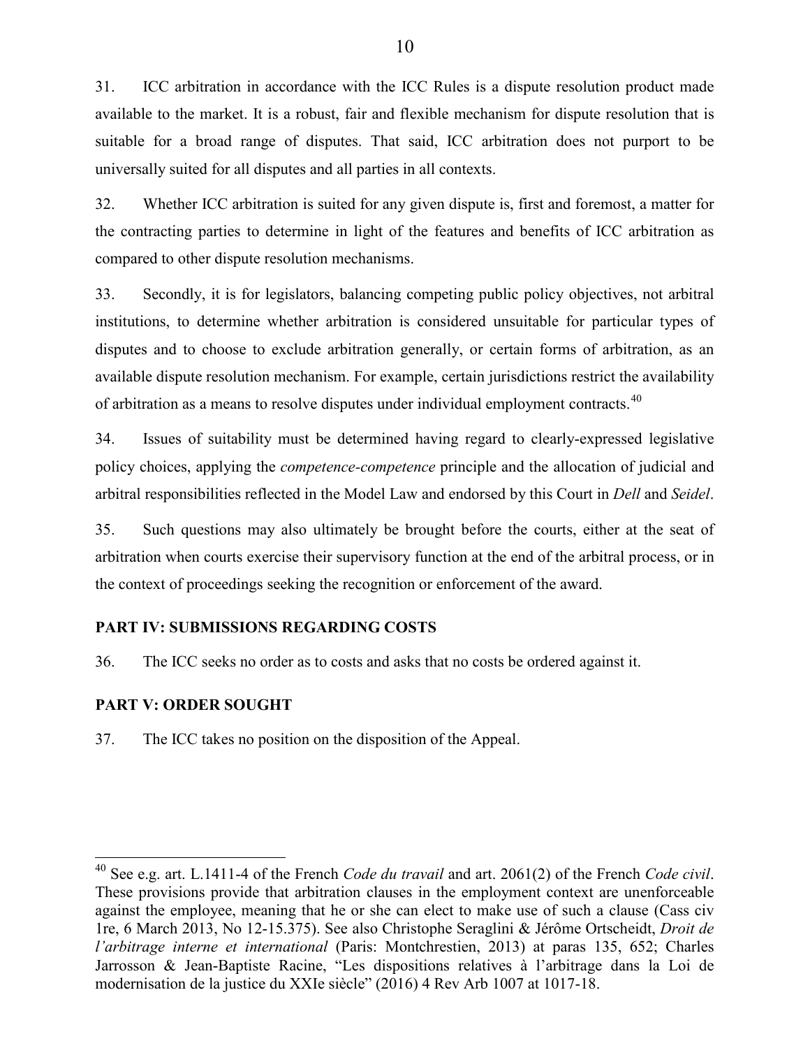31. ICC arbitration in accordance with the ICC Rules is a dispute resolution product made available to the market. It is a robust, fair and flexible mechanism for dispute resolution that is suitable for a broad range of disputes. That said, ICC arbitration does not purport to be universally suited for all disputes and all parties in all contexts.

32. Whether ICC arbitration is suited for any given dispute is, first and foremost, a matter for the contracting parties to determine in light of the features and benefits of ICC arbitration as compared to other dispute resolution mechanisms.

33. Secondly, it is for legislators, balancing competing public policy objectives, not arbitral institutions, to determine whether arbitration is considered unsuitable for particular types of disputes and to choose to exclude arbitration generally, or certain forms of arbitration, as an available dispute resolution mechanism. For example, certain jurisdictions restrict the availability of arbitration as a means to resolve disputes under individual employment contracts.[40]

34. Issues of suitability must be determined having regard to clearly-expressed legislative policy choices, applying the *competence-competence* principle and the allocation of judicial and arbitral responsibilities reflected in the Model Law and endorsed by this Court in *Dell* and *Seidel*.

35. Such questions may also ultimately be brought before the courts, either at the seat of arbitration when courts exercise their supervisory function at the end of the arbitral process, or in the context of proceedings seeking the recognition or enforcement of the award.

## PART IV: SUBMISSIONS REGARDING COSTS

36. The ICC seeks no order as to costs and asks that no costs be ordered against it.

## PART V: ORDER SOUGHT

37. The ICC takes no position on the disposition of the Appeal.

---

[40] See e.g. art. L.1411-4 of the French *Code du travail* and art. 2061(2) of the French *Code civil*. These provisions provide that arbitration clauses in the employment context are unenforceable against the employee, meaning that he or she can elect to make use of such a clause (Cass civ 1re, 6 March 2013, No 12-15.375). See also Christophe Seraglini & Jérôme Ortscheidt, *Droit de l'arbitrage interne et international* (Paris: Montchrestien, 2013) at paras 135, 652; Charles Jarrosson & Jean-Baptiste Racine, "Les dispositions relatives à l'arbitrage dans la Loi de modernisation de la justice du XXIe siècle" (2016) 4 Rev Arb 1007 at 1017-18.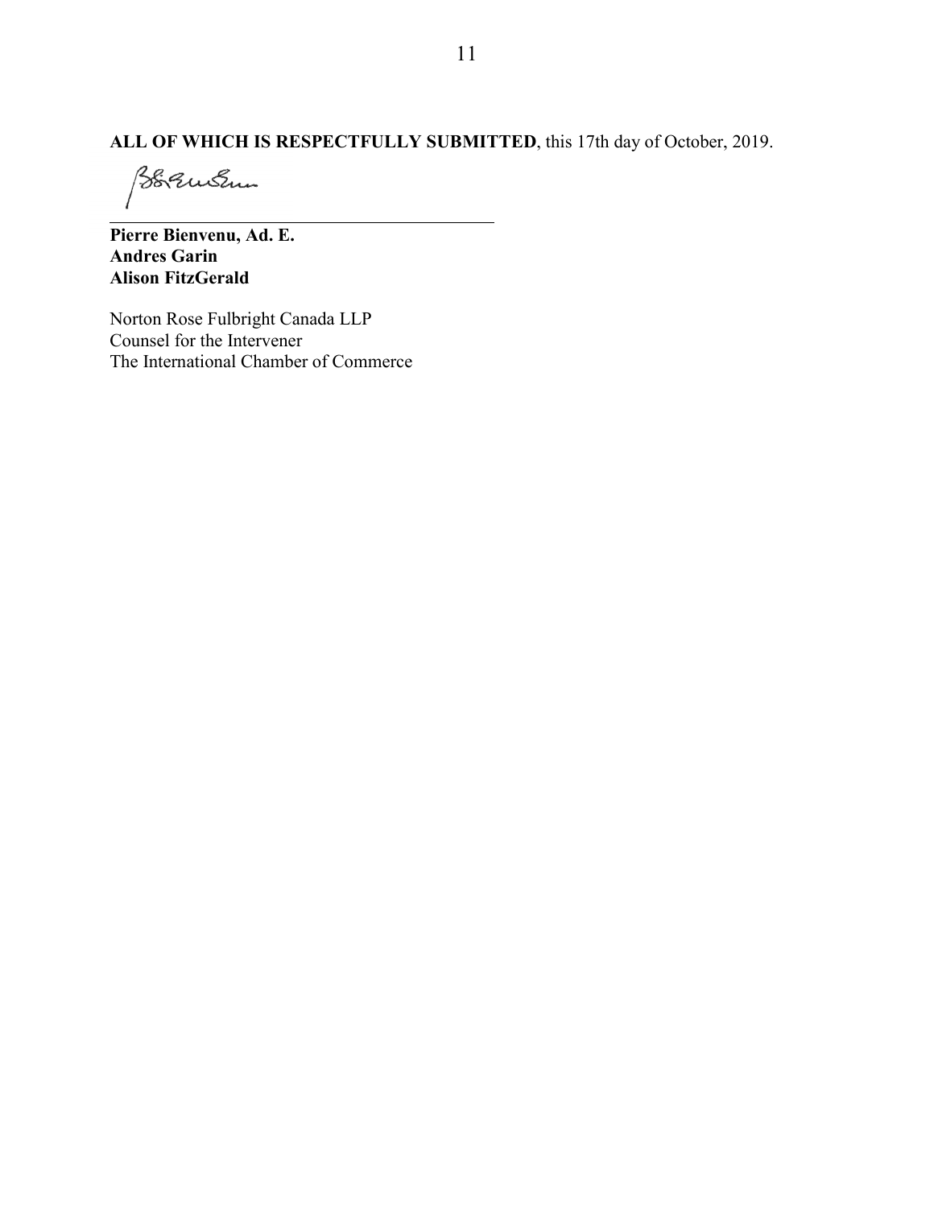**ALL OF WHICH IS RESPECTFULLY SUBMITTED**, this 17th day of October, 2019.

______________________________________

**Pierre Bienvenu, Ad. E.**
**Andres Garin**
**Alison FitzGerald**

Norton Rose Fulbright Canada LLP
Counsel for the Intervener
The International Chamber of Commerce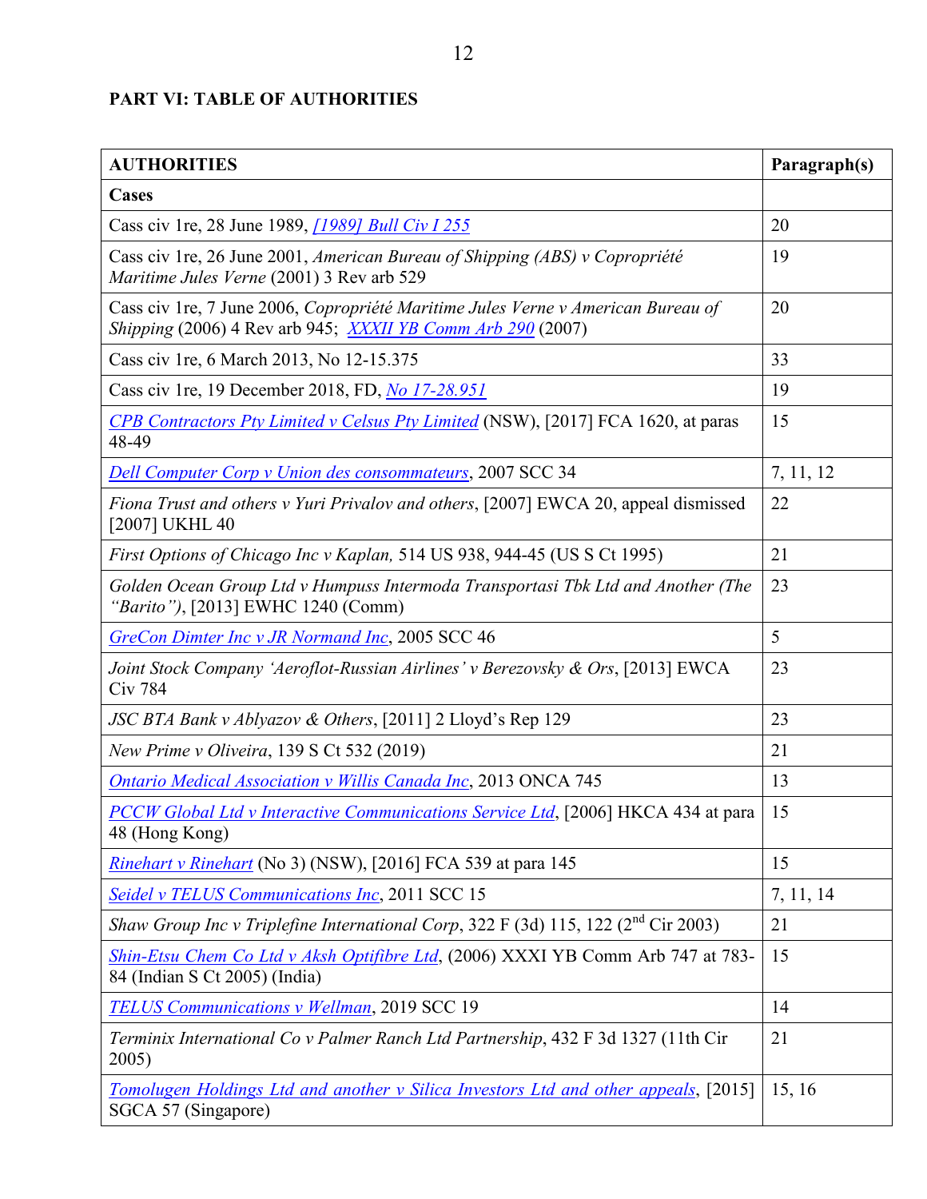**PART VI: TABLE OF AUTHORITIES**

| AUTHORITIES | Paragraph(s) |
|---|---|
| **Cases** | |
| Cass civ 1re, 28 June 1989, [1989] Bull Civ I 255 | 20 |
| Cass civ 1re, 26 June 2001, *American Bureau of Shipping (ABS) v Copropriété Maritime Jules Verne* (2001) 3 Rev arb 529 | 19 |
| Cass civ 1re, 7 June 2006, *Copropriété Maritime Jules Verne v American Bureau of Shipping* (2006) 4 Rev arb 945; XXXII YB Comm Arb 290 (2007) | 20 |
| Cass civ 1re, 6 March 2013, No 12-15.375 | 33 |
| Cass civ 1re, 19 December 2018, FD, No 17-28.951 | 19 |
| CPB Contractors Pty Limited v Celsus Pty Limited (NSW), [2017] FCA 1620, at paras 48-49 | 15 |
| Dell Computer Corp v Union des consommateurs, 2007 SCC 34 | 7, 11, 12 |
| *Fiona Trust and others v Yuri Privalov and others*, [2007] EWCA 20, appeal dismissed [2007] UKHL 40 | 22 |
| *First Options of Chicago Inc v Kaplan,* 514 US 938, 944-45 (US S Ct 1995) | 21 |
| *Golden Ocean Group Ltd v Humpuss Intermoda Transportasi Tbk Ltd and Another (The "Barito")*, [2013] EWHC 1240 (Comm) | 23 |
| GreCon Dimter Inc v JR Normand Inc, 2005 SCC 46 | 5 |
| *Joint Stock Company 'Aeroflot-Russian Airlines' v Berezovsky & Ors*, [2013] EWCA Civ 784 | 23 |
| *JSC BTA Bank v Ablyazov & Others*, [2011] 2 Lloyd's Rep 129 | 23 |
| *New Prime v Oliveira*, 139 S Ct 532 (2019) | 21 |
| Ontario Medical Association v Willis Canada Inc, 2013 ONCA 745 | 13 |
| PCCW Global Ltd v Interactive Communications Service Ltd, [2006] HKCA 434 at para 48 (Hong Kong) | 15 |
| Rinehart v Rinehart (No 3) (NSW), [2016] FCA 539 at para 145 | 15 |
| Seidel v TELUS Communications Inc, 2011 SCC 15 | 7, 11, 14 |
| *Shaw Group Inc v Triplefine International Corp*, 322 F (3d) 115, 122 (2nd Cir 2003) | 21 |
| Shin-Etsu Chem Co Ltd v Aksh Optifibre Ltd, (2006) XXXI YB Comm Arb 747 at 783-84 (Indian S Ct 2005) (India) | 15 |
| TELUS Communications v Wellman, 2019 SCC 19 | 14 |
| *Terminix International Co v Palmer Ranch Ltd Partnership*, 432 F 3d 1327 (11th Cir 2005) | 21 |
| Tomolugen Holdings Ltd and another v Silica Investors Ltd and other appeals, [2015] SGCA 57 (Singapore) | 15, 16 |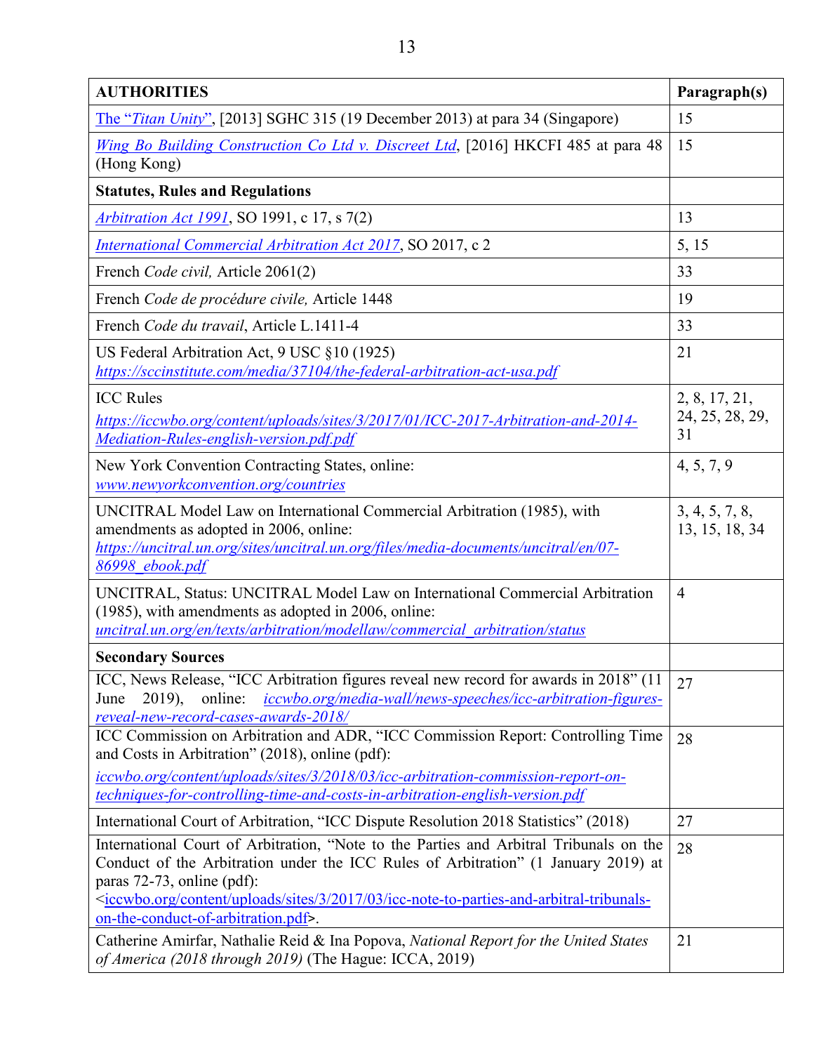| **AUTHORITIES** | **Paragraph(s)** |
|---|---|
| The "*Titan Unity*", [2013] SGHC 315 (19 December 2013) at para 34 (Singapore) | 15 |
| *Wing Bo Building Construction Co Ltd v. Discreet Ltd*, [2016] HKCFI 485 at para 48 (Hong Kong) | 15 |
| **Statutes, Rules and Regulations** | |
| *Arbitration Act 1991*, SO 1991, c 17, s 7(2) | 13 |
| *International Commercial Arbitration Act 2017*, SO 2017, c 2 | 5, 15 |
| French *Code civil,* Article 2061(2) | 33 |
| French *Code de procédure civile,* Article 1448 | 19 |
| French *Code du travail*, Article L.1411-4 | 33 |
| US Federal Arbitration Act, 9 USC §10 (1925) *https://sccinstitute.com/media/37104/the-federal-arbitration-act-usa.pdf* | 21 |
| ICC Rules *https://iccwbo.org/content/uploads/sites/3/2017/01/ICC-2017-Arbitration-and-2014-Mediation-Rules-english-version.pdf.pdf* | 2, 8, 17, 21, 24, 25, 28, 29, 31 |
| New York Convention Contracting States, online: *www.newyorkconvention.org/countries* | 4, 5, 7, 9 |
| UNCITRAL Model Law on International Commercial Arbitration (1985), with amendments as adopted in 2006, online: *https://uncitral.un.org/sites/uncitral.un.org/files/media-documents/uncitral/en/07-86998_ebook.pdf* | 3, 4, 5, 7, 8, 13, 15, 18, 34 |
| UNCITRAL, Status: UNCITRAL Model Law on International Commercial Arbitration (1985), with amendments as adopted in 2006, online: *uncitral.un.org/en/texts/arbitration/modellaw/commercial_arbitration/status* | 4 |
| **Secondary Sources** | |
| ICC, News Release, "ICC Arbitration figures reveal new record for awards in 2018" (11 June 2019), online: *iccwbo.org/media-wall/news-speeches/icc-arbitration-figures-reveal-new-record-cases-awards-2018/* | 27 |
| ICC Commission on Arbitration and ADR, "ICC Commission Report: Controlling Time and Costs in Arbitration" (2018), online (pdf): *iccwbo.org/content/uploads/sites/3/2018/03/icc-arbitration-commission-report-on-techniques-for-controlling-time-and-costs-in-arbitration-english-version.pdf* | 28 |
| International Court of Arbitration, "ICC Dispute Resolution 2018 Statistics" (2018) | 27 |
| International Court of Arbitration, "Note to the Parties and Arbitral Tribunals on the Conduct of the Arbitration under the ICC Rules of Arbitration" (1 January 2019) at paras 72-73, online (pdf): <iccwbo.org/content/uploads/sites/3/2017/03/icc-note-to-parties-and-arbitral-tribunals-on-the-conduct-of-arbitration.pdf>. | 28 |
| Catherine Amirfar, Nathalie Reid & Ina Popova, *National Report for the United States of America (2018 through 2019)* (The Hague: ICCA, 2019) | 21 |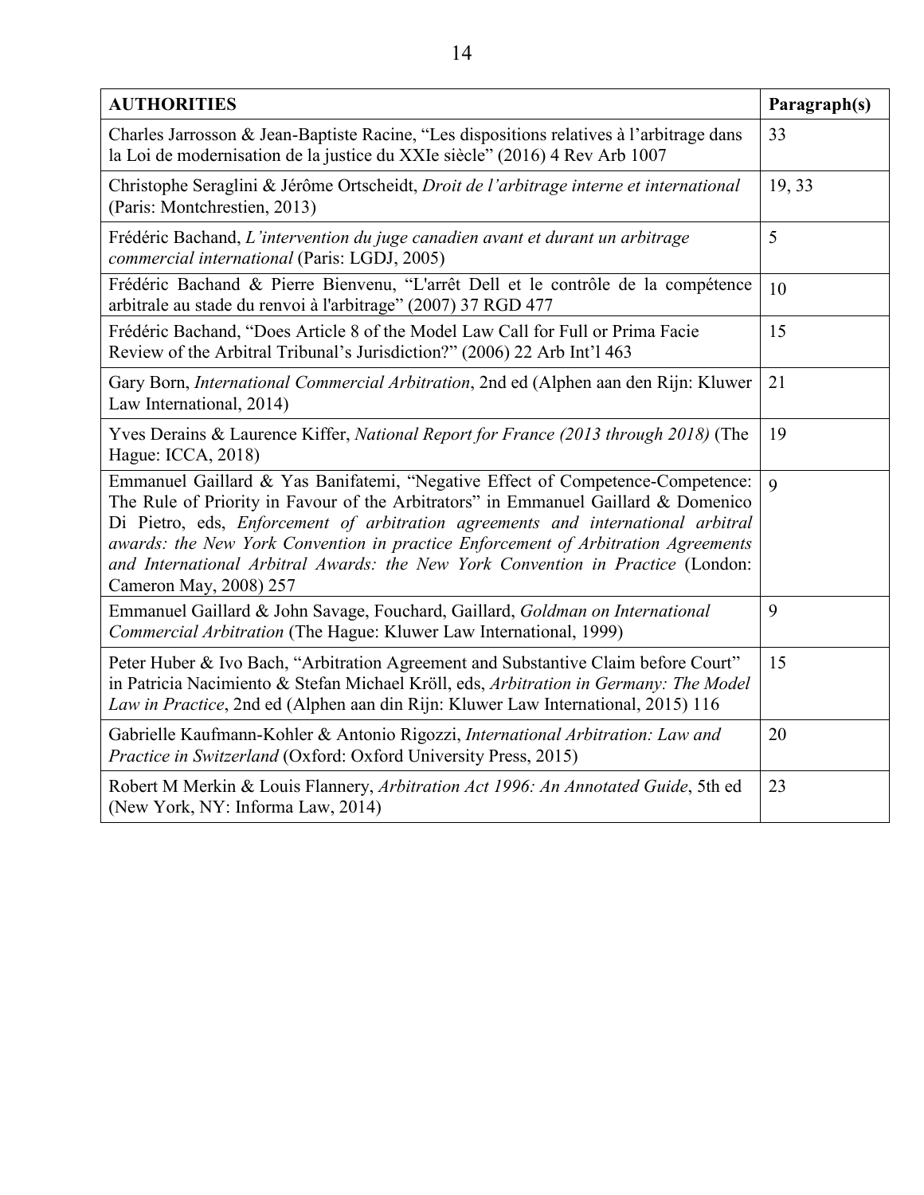| **AUTHORITIES** | **Paragraph(s)** |
|---|---|
| Charles Jarrosson & Jean-Baptiste Racine, "Les dispositions relatives à l'arbitrage dans la Loi de modernisation de la justice du XXIe siècle" (2016) 4 Rev Arb 1007 | 33 |
| Christophe Seraglini & Jérôme Ortscheidt, *Droit de l'arbitrage interne et international* (Paris: Montchrestien, 2013) | 19, 33 |
| Frédéric Bachand, *L'intervention du juge canadien avant et durant un arbitrage commercial international* (Paris: LGDJ, 2005) | 5 |
| Frédéric Bachand & Pierre Bienvenu, "L'arrêt Dell et le contrôle de la compétence arbitrale au stade du renvoi à l'arbitrage" (2007) 37 RGD 477 | 10 |
| Frédéric Bachand, "Does Article 8 of the Model Law Call for Full or Prima Facie Review of the Arbitral Tribunal's Jurisdiction?" (2006) 22 Arb Int'l 463 | 15 |
| Gary Born, *International Commercial Arbitration*, 2nd ed (Alphen aan den Rijn: Kluwer Law International, 2014) | 21 |
| Yves Derains & Laurence Kiffer, *National Report for France (2013 through 2018)* (The Hague: ICCA, 2018) | 19 |
| Emmanuel Gaillard & Yas Banifatemi, "Negative Effect of Competence-Competence: The Rule of Priority in Favour of the Arbitrators" in Emmanuel Gaillard & Domenico Di Pietro, eds, *Enforcement of arbitration agreements and international arbitral awards: the New York Convention in practice Enforcement of Arbitration Agreements and International Arbitral Awards: the New York Convention in Practice* (London: Cameron May, 2008) 257 | 9 |
| Emmanuel Gaillard & John Savage, Fouchard, Gaillard, *Goldman on International Commercial Arbitration* (The Hague: Kluwer Law International, 1999) | 9 |
| Peter Huber & Ivo Bach, "Arbitration Agreement and Substantive Claim before Court" in Patricia Nacimiento & Stefan Michael Kröll, eds, *Arbitration in Germany: The Model Law in Practice*, 2nd ed (Alphen aan din Rijn: Kluwer Law International, 2015) 116 | 15 |
| Gabrielle Kaufmann-Kohler & Antonio Rigozzi, *International Arbitration: Law and Practice in Switzerland* (Oxford: Oxford University Press, 2015) | 20 |
| Robert M Merkin & Louis Flannery, *Arbitration Act 1996: An Annotated Guide*, 5th ed (New York, NY: Informa Law, 2014) | 23 |